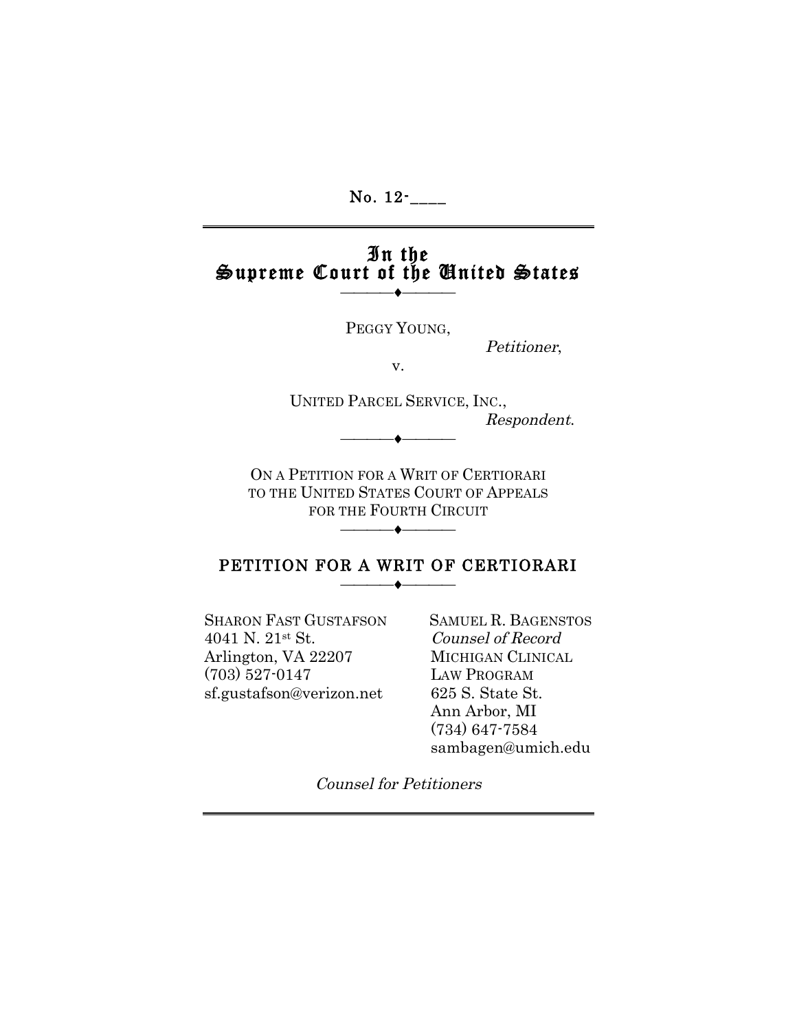No. 12-____

# In the Supreme Court of the United States

———♦———

PEGGY YOUNG,

*Petitioner*,

v.

UNITED PARCEL SERVICE, INC.,

*Respondent*.

———♦———

ON A PETITION FOR A WRIT OF CERTIORARI TO THE UNITED STATES COURT OF APPEALS FOR THE FOURTH CIRCUIT

———♦———

## PETITION FOR A WRIT OF CERTIORARI

———♦———

SHARON FAST GUSTAFSON
4041 N. 21st St.
Arlington, VA 22207
(703) 527-0147
sf.gustafson@verizon.net

SAMUEL R. BAGENSTOS
*Counsel of Record*
MICHIGAN CLINICAL LAW PROGRAM
625 S. State St.
Ann Arbor, MI
(734) 647-7584
sambagen@umich.edu

*Counsel for Petitioners*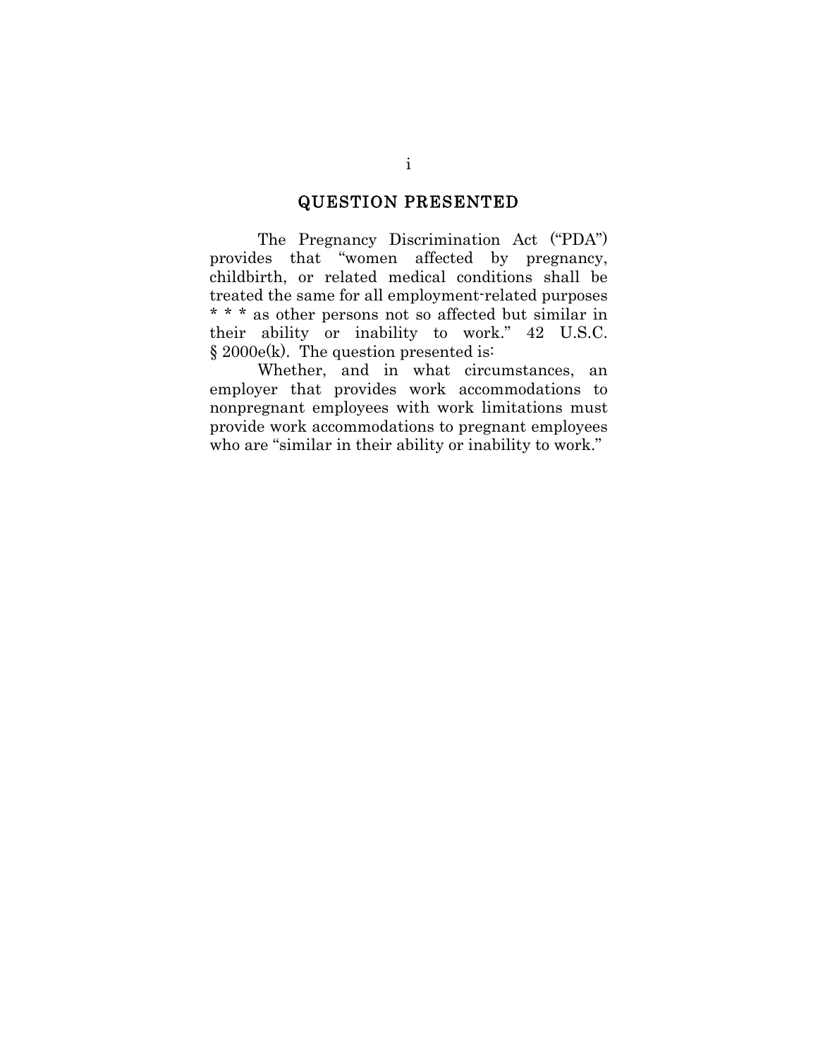## QUESTION PRESENTED

The Pregnancy Discrimination Act ("PDA") provides that "women affected by pregnancy, childbirth, or related medical conditions shall be treated the same for all employment-related purposes * * * as other persons not so affected but similar in their ability or inability to work." 42 U.S.C. § 2000e(k). The question presented is:

Whether, and in what circumstances, an employer that provides work accommodations to nonpregnant employees with work limitations must provide work accommodations to pregnant employees who are "similar in their ability or inability to work."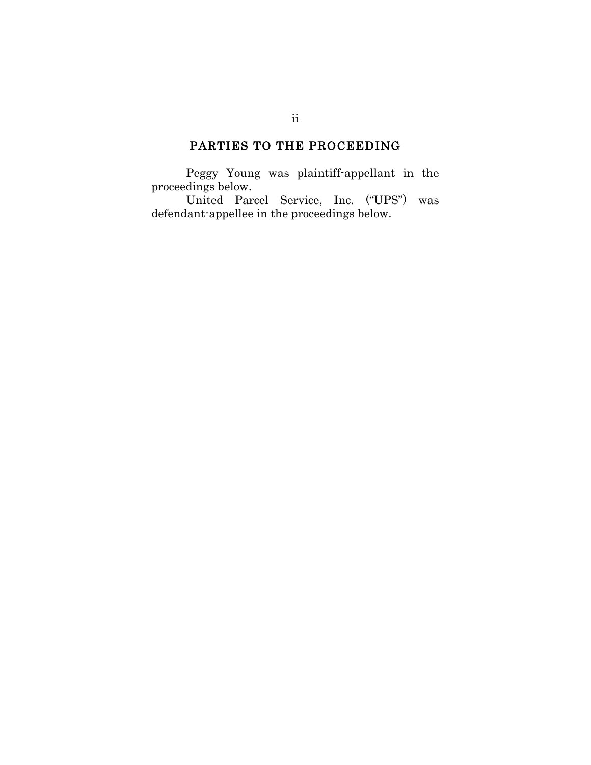## PARTIES TO THE PROCEEDING

Peggy Young was plaintiff-appellant in the proceedings below.

United Parcel Service, Inc. ("UPS") was defendant-appellee in the proceedings below.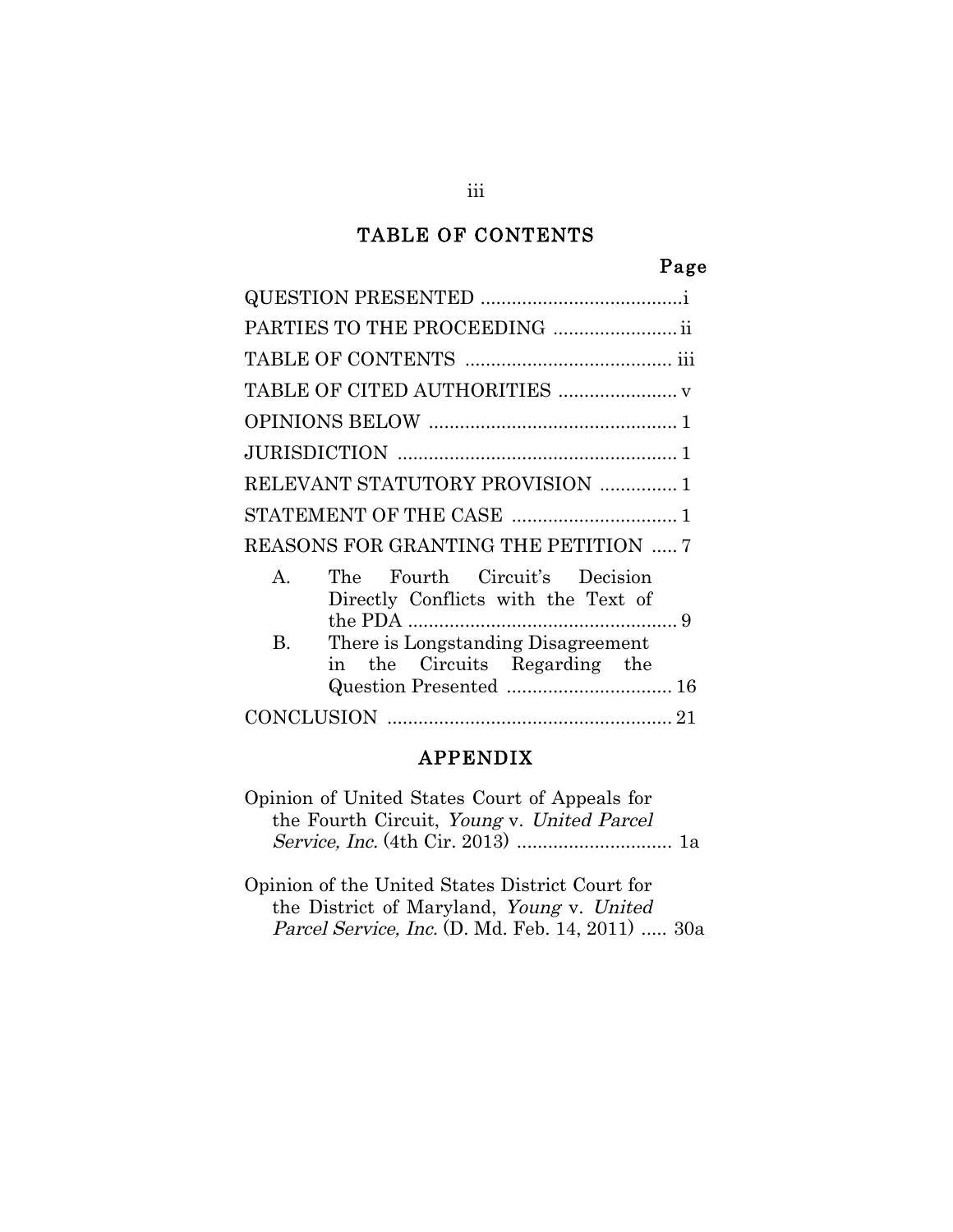# TABLE OF CONTENTS

| | Page |
|---|---|
| QUESTION PRESENTED | i |
| PARTIES TO THE PROCEEDING | ii |
| TABLE OF CONTENTS | iii |
| TABLE OF CITED AUTHORITIES | v |
| OPINIONS BELOW | 1 |
| JURISDICTION | 1 |
| RELEVANT STATUTORY PROVISION | 1 |
| STATEMENT OF THE CASE | 1 |
| REASONS FOR GRANTING THE PETITION | 7 |
| A. The Fourth Circuit's Decision Directly Conflicts with the Text of the PDA | 9 |
| B. There is Longstanding Disagreement in the Circuits Regarding the Question Presented | 16 |
| CONCLUSION | 21 |

## APPENDIX

| | |
|---|---|
| Opinion of United States Court of Appeals for the Fourth Circuit, *Young* v. *United Parcel Service, Inc.* (4th Cir. 2013) | 1a |
| Opinion of the United States District Court for the District of Maryland, *Young* v. *United Parcel Service, Inc.* (D. Md. Feb. 14, 2011) | 30a |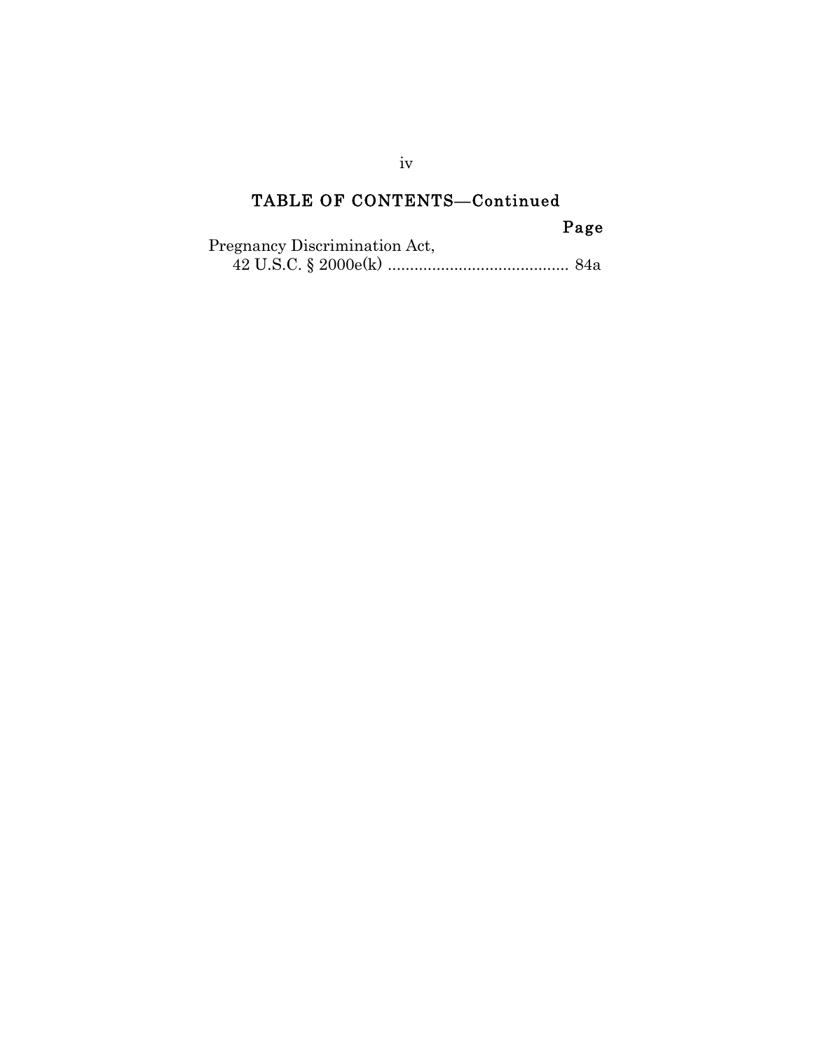## TABLE OF CONTENTS—Continued

| | Page |
|---|---|
| Pregnancy Discrimination Act, 42 U.S.C. § 2000e(k) | 84a |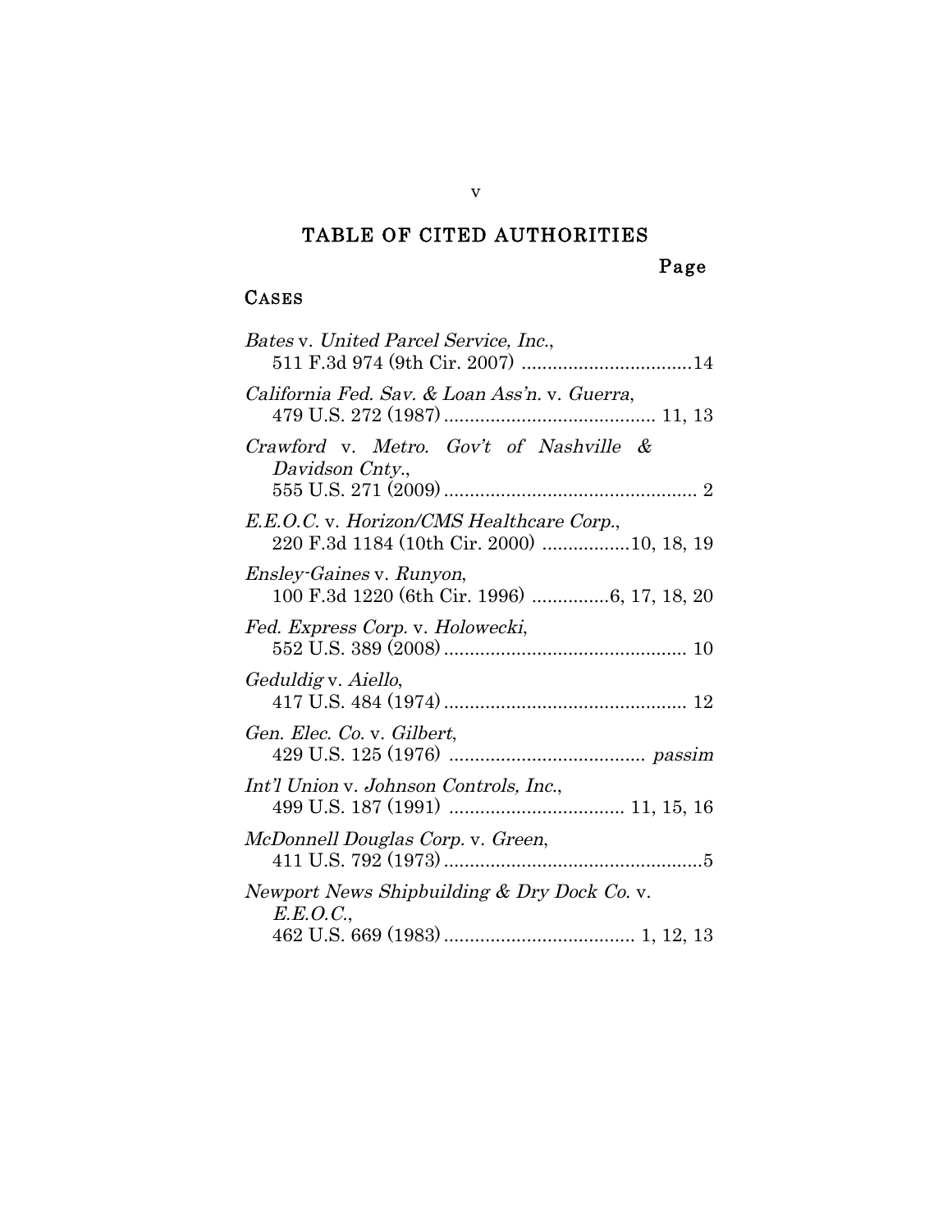# TABLE OF CITED AUTHORITIES

Page

## CASES

*Bates* v. *United Parcel Service, Inc.*,
511 F.3d 974 (9th Cir. 2007) .................................14

*California Fed. Sav. & Loan Ass'n.* v. *Guerra*,
479 U.S. 272 (1987) ......................................... 11, 13

*Crawford* v. *Metro. Gov't of Nashville & Davidson Cnty.*,
555 U.S. 271 (2009) ................................................. 2

*E.E.O.C.* v. *Horizon/CMS Healthcare Corp.*,
220 F.3d 1184 (10th Cir. 2000) .................10, 18, 19

*Ensley-Gaines* v. *Runyon*,
100 F.3d 1220 (6th Cir. 1996) ...............6, 17, 18, 20

*Fed. Express Corp.* v. *Holowecki*,
552 U.S. 389 (2008) ............................................... 10

*Geduldig* v. *Aiello*,
417 U.S. 484 (1974) ............................................... 12

*Gen. Elec. Co.* v. *Gilbert*,
429 U.S. 125 (1976) ...................................... *passim*

*Int'l Union* v. *Johnson Controls, Inc.*,
499 U.S. 187 (1991) .................................. 11, 15, 16

*McDonnell Douglas Corp.* v. *Green*,
411 U.S. 792 (1973) ..................................................5

*Newport News Shipbuilding & Dry Dock Co.* v. *E.E.O.C.*,
462 U.S. 669 (1983) ..................................... 1, 12, 13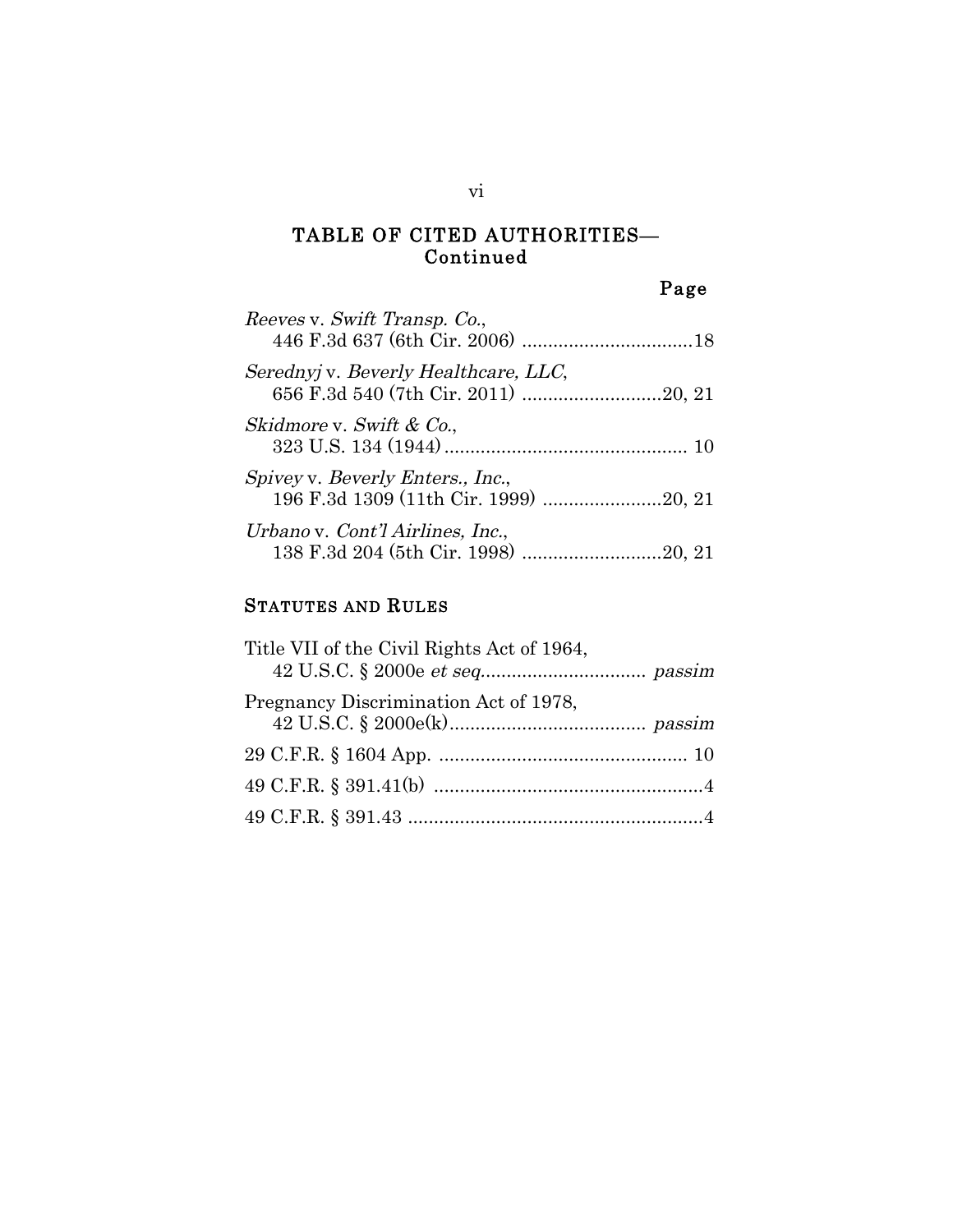## TABLE OF CITED AUTHORITIES—Continued

Page

*Reeves* v. *Swift Transp. Co.*,
446 F.3d 637 (6th Cir. 2006) .................................18

*Serednyj* v. *Beverly Healthcare, LLC*,
656 F.3d 540 (7th Cir. 2011) ...........................20, 21

*Skidmore* v. *Swift & Co.*,
323 U.S. 134 (1944) ............................................... 10

*Spivey* v. *Beverly Enters., Inc.*,
196 F.3d 1309 (11th Cir. 1999) .......................20, 21

*Urbano* v. *Cont'l Airlines, Inc.*,
138 F.3d 204 (5th Cir. 1998) ...........................20, 21

### STATUTES AND RULES

Title VII of the Civil Rights Act of 1964,
42 U.S.C. § 2000e *et seq*................................ *passim*

Pregnancy Discrimination Act of 1978,
42 U.S.C. § 2000e(k)...................................... *passim*

29 C.F.R. § 1604 App. ................................................ 10

49 C.F.R. § 391.41(b) ....................................................4

49 C.F.R. § 391.43 .........................................................4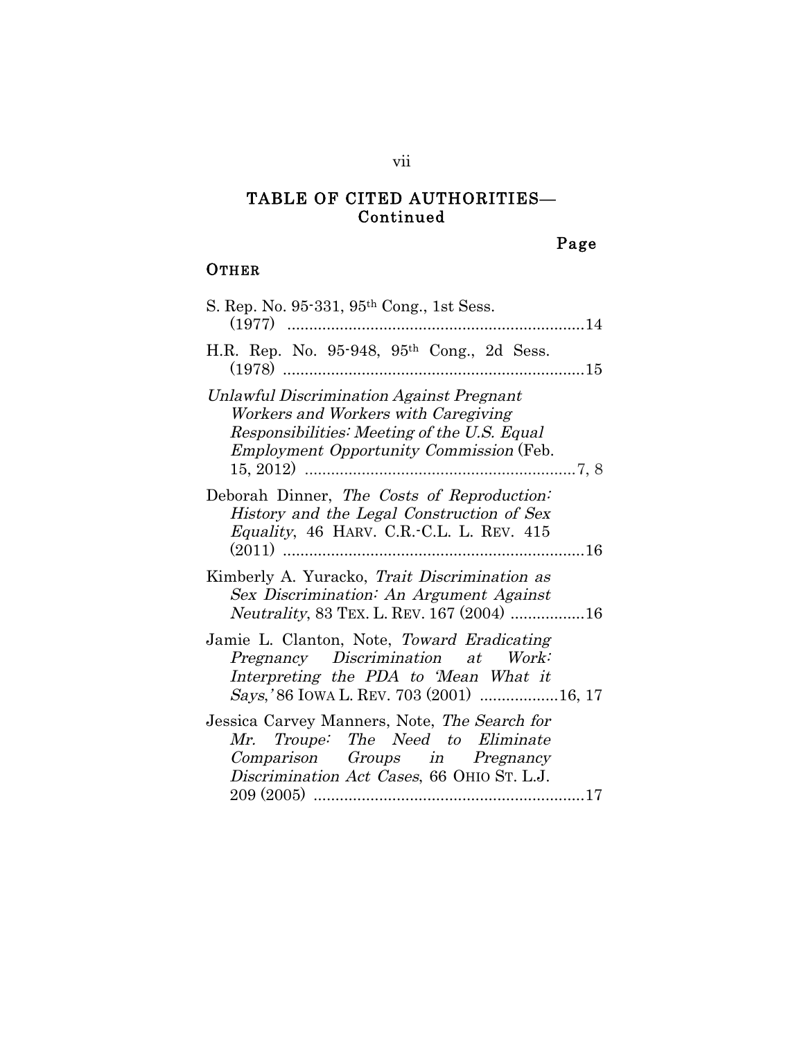## TABLE OF CITED AUTHORITIES—Continued

Page

### OTHER

S. Rep. No. 95-331, 95th Cong., 1st Sess. (1977) ....................................................................14

H.R. Rep. No. 95-948, 95th Cong., 2d Sess. (1978) .....................................................................15

*Unlawful Discrimination Against Pregnant Workers and Workers with Caregiving Responsibilities: Meeting of the U.S. Equal Employment Opportunity Commission* (Feb. 15, 2012) ..............................................................7, 8

Deborah Dinner, *The Costs of Reproduction: History and the Legal Construction of Sex Equality*, 46 HARV. C.R.-C.L. L. REV. 415 (2011) .....................................................................16

Kimberly A. Yuracko, *Trait Discrimination as Sex Discrimination: An Argument Against Neutrality*, 83 TEX. L. REV. 167 (2004) .................16

Jamie L. Clanton, Note, *Toward Eradicating Pregnancy Discrimination at Work: Interpreting the PDA to 'Mean What it Says,'* 86 IOWA L. REV. 703 (2001) ..................16, 17

Jessica Carvey Manners, Note, *The Search for Mr. Troupe: The Need to Eliminate Comparison Groups in Pregnancy Discrimination Act Cases*, 66 OHIO ST. L.J. 209 (2005) ..............................................................17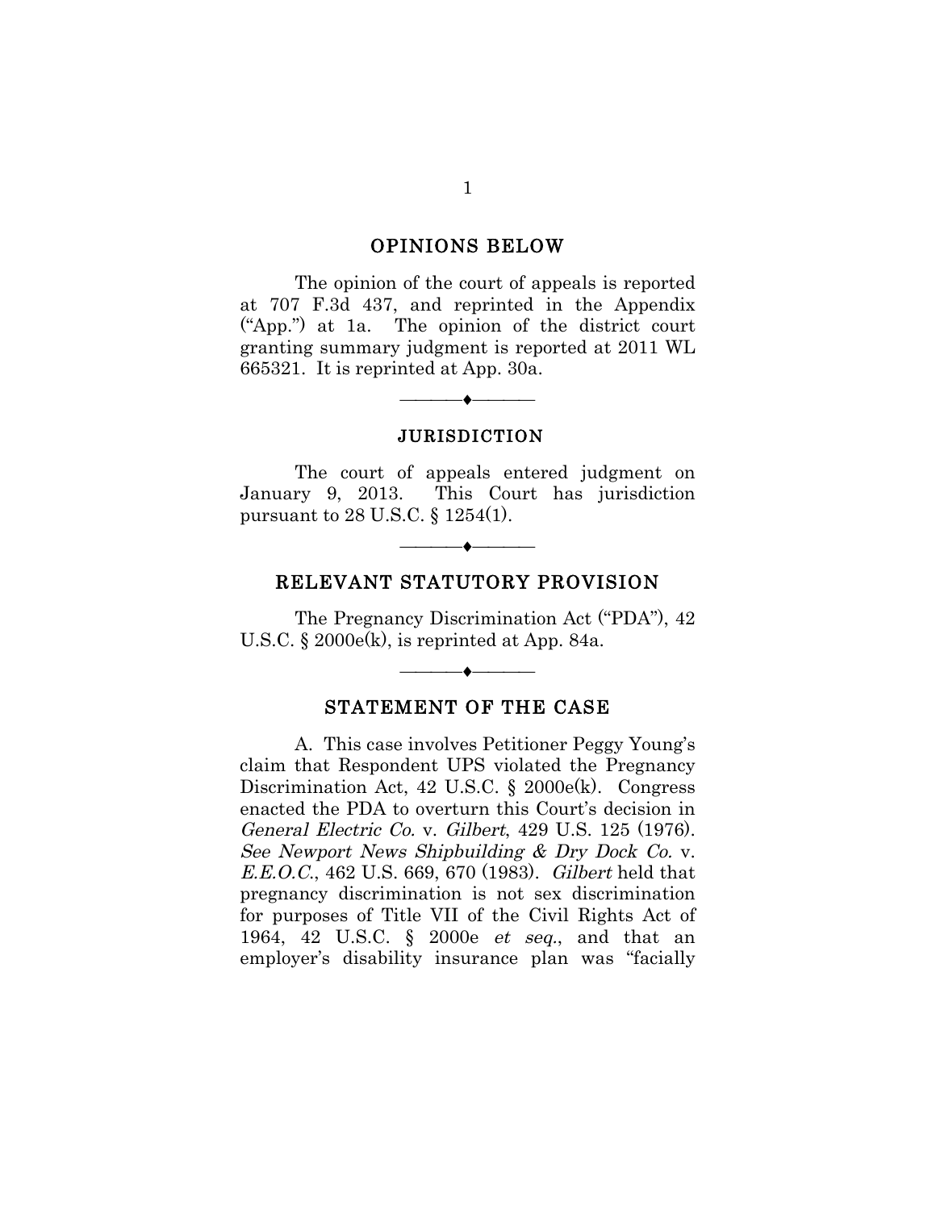## OPINIONS BELOW

The opinion of the court of appeals is reported at 707 F.3d 437, and reprinted in the Appendix ("App.") at 1a. The opinion of the district court granting summary judgment is reported at 2011 WL 665321. It is reprinted at App. 30a.

———♦———

## JURISDICTION

The court of appeals entered judgment on January 9, 2013. This Court has jurisdiction pursuant to 28 U.S.C. § 1254(1).

———♦———

## RELEVANT STATUTORY PROVISION

The Pregnancy Discrimination Act ("PDA"), 42 U.S.C. § 2000e(k), is reprinted at App. 84a.

———♦———

## STATEMENT OF THE CASE

A. This case involves Petitioner Peggy Young's claim that Respondent UPS violated the Pregnancy Discrimination Act, 42 U.S.C. § 2000e(k). Congress enacted the PDA to overturn this Court's decision in *General Electric Co.* v. *Gilbert*, 429 U.S. 125 (1976). *See Newport News Shipbuilding & Dry Dock Co.* v. *E.E.O.C.*, 462 U.S. 669, 670 (1983). *Gilbert* held that pregnancy discrimination is not sex discrimination for purposes of Title VII of the Civil Rights Act of 1964, 42 U.S.C. § 2000e *et seq.*, and that an employer's disability insurance plan was "facially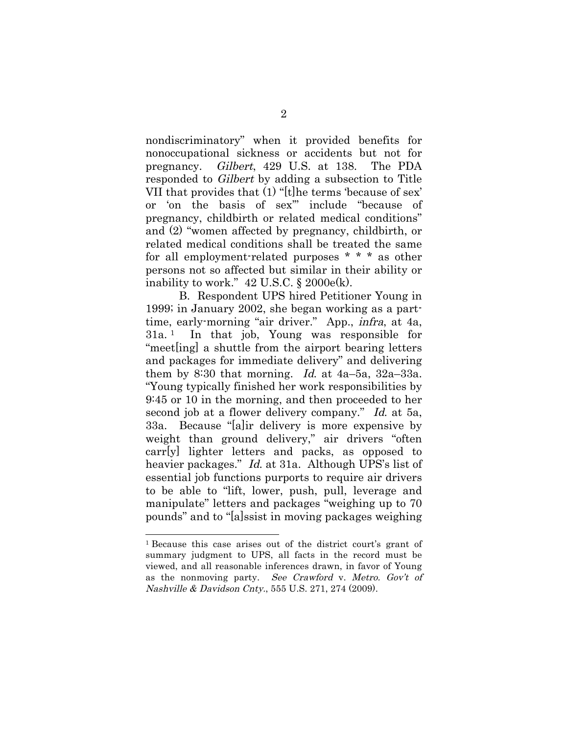nondiscriminatory" when it provided benefits for nonoccupational sickness or accidents but not for pregnancy. *Gilbert*, 429 U.S. at 138. The PDA responded to *Gilbert* by adding a subsection to Title VII that provides that (1) "[t]he terms 'because of sex' or 'on the basis of sex'" include "because of pregnancy, childbirth or related medical conditions" and (2) "women affected by pregnancy, childbirth, or related medical conditions shall be treated the same for all employment-related purposes * * * as other persons not so affected but similar in their ability or inability to work." 42 U.S.C. § 2000e(k).

B. Respondent UPS hired Petitioner Young in 1999; in January 2002, she began working as a part-time, early-morning "air driver." App., *infra*, at 4a, 31a.[1] In that job, Young was responsible for "meet[ing] a shuttle from the airport bearing letters and packages for immediate delivery" and delivering them by 8:30 that morning. *Id.* at 4a–5a, 32a–33a. "Young typically finished her work responsibilities by 9:45 or 10 in the morning, and then proceeded to her second job at a flower delivery company." *Id.* at 5a, 33a. Because "[a]ir delivery is more expensive by weight than ground delivery," air drivers "often carr[y] lighter letters and packs, as opposed to heavier packages." *Id.* at 31a. Although UPS's list of essential job functions purports to require air drivers to be able to "lift, lower, push, pull, leverage and manipulate" letters and packages "weighing up to 70 pounds" and to "[a]ssist in moving packages weighing

---

[1] Because this case arises out of the district court's grant of summary judgment to UPS, all facts in the record must be viewed, and all reasonable inferences drawn, in favor of Young as the nonmoving party. *See Crawford* v. *Metro. Gov't of Nashville & Davidson Cnty.*, 555 U.S. 271, 274 (2009).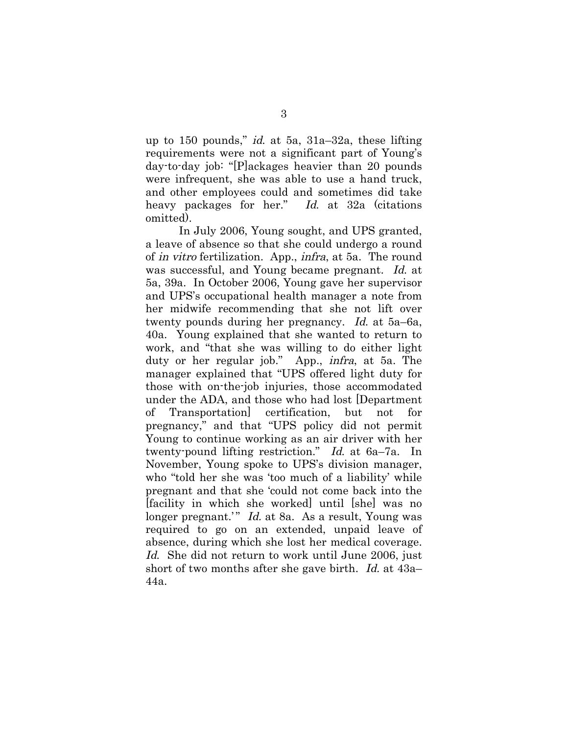up to 150 pounds," *id.* at 5a, 31a–32a, these lifting requirements were not a significant part of Young's day-to-day job: "[P]ackages heavier than 20 pounds were infrequent, she was able to use a hand truck, and other employees could and sometimes did take heavy packages for her." *Id.* at 32a (citations omitted).

In July 2006, Young sought, and UPS granted, a leave of absence so that she could undergo a round of *in vitro* fertilization. App., *infra*, at 5a. The round was successful, and Young became pregnant. *Id.* at 5a, 39a. In October 2006, Young gave her supervisor and UPS's occupational health manager a note from her midwife recommending that she not lift over twenty pounds during her pregnancy. *Id.* at 5a–6a, 40a. Young explained that she wanted to return to work, and "that she was willing to do either light duty or her regular job." App., *infra*, at 5a. The manager explained that "UPS offered light duty for those with on-the-job injuries, those accommodated under the ADA, and those who had lost [Department of Transportation] certification, but not for pregnancy," and that "UPS policy did not permit Young to continue working as an air driver with her twenty-pound lifting restriction." *Id.* at 6a–7a. In November, Young spoke to UPS's division manager, who "told her she was 'too much of a liability' while pregnant and that she 'could not come back into the [facility in which she worked] until [she] was no longer pregnant.'" *Id.* at 8a. As a result, Young was required to go on an extended, unpaid leave of absence, during which she lost her medical coverage. *Id.* She did not return to work until June 2006, just short of two months after she gave birth. *Id.* at 43a–44a.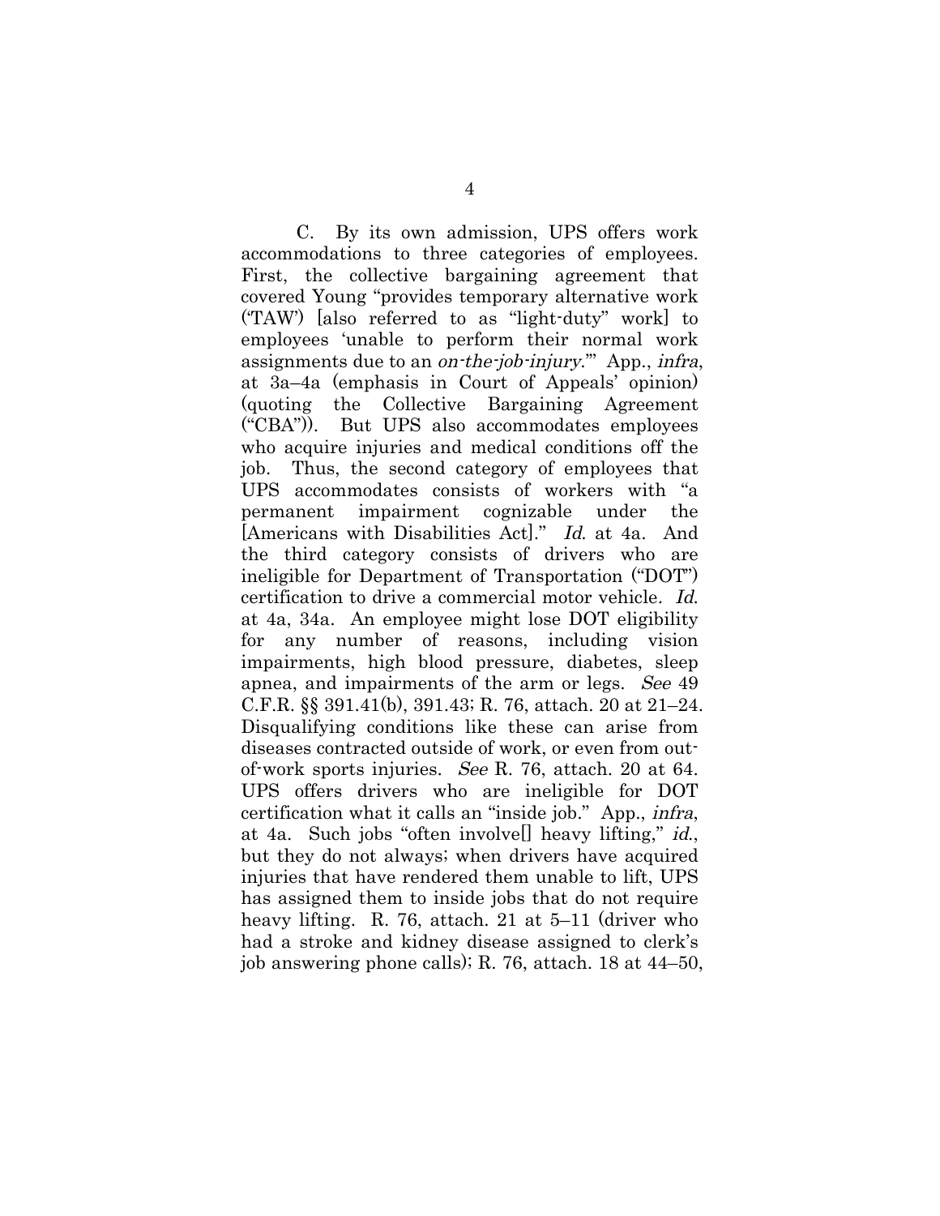C. By its own admission, UPS offers work accommodations to three categories of employees. First, the collective bargaining agreement that covered Young "provides temporary alternative work ('TAW') [also referred to as "light-duty" work] to employees 'unable to perform their normal work assignments due to an *on-the-job-injury*.'" App., *infra*, at 3a–4a (emphasis in Court of Appeals' opinion) (quoting the Collective Bargaining Agreement ("CBA")). But UPS also accommodates employees who acquire injuries and medical conditions off the job. Thus, the second category of employees that UPS accommodates consists of workers with "a permanent impairment cognizable under the [Americans with Disabilities Act]." *Id.* at 4a. And the third category consists of drivers who are ineligible for Department of Transportation ("DOT") certification to drive a commercial motor vehicle. *Id.* at 4a, 34a. An employee might lose DOT eligibility for any number of reasons, including vision impairments, high blood pressure, diabetes, sleep apnea, and impairments of the arm or legs. *See* 49 C.F.R. §§ 391.41(b), 391.43; R. 76, attach. 20 at 21–24. Disqualifying conditions like these can arise from diseases contracted outside of work, or even from out-of-work sports injuries. *See* R. 76, attach. 20 at 64. UPS offers drivers who are ineligible for DOT certification what it calls an "inside job." App., *infra*, at 4a. Such jobs "often involve[] heavy lifting," *id.*, but they do not always; when drivers have acquired injuries that have rendered them unable to lift, UPS has assigned them to inside jobs that do not require heavy lifting. R. 76, attach. 21 at 5–11 (driver who had a stroke and kidney disease assigned to clerk's job answering phone calls); R. 76, attach. 18 at 44–50,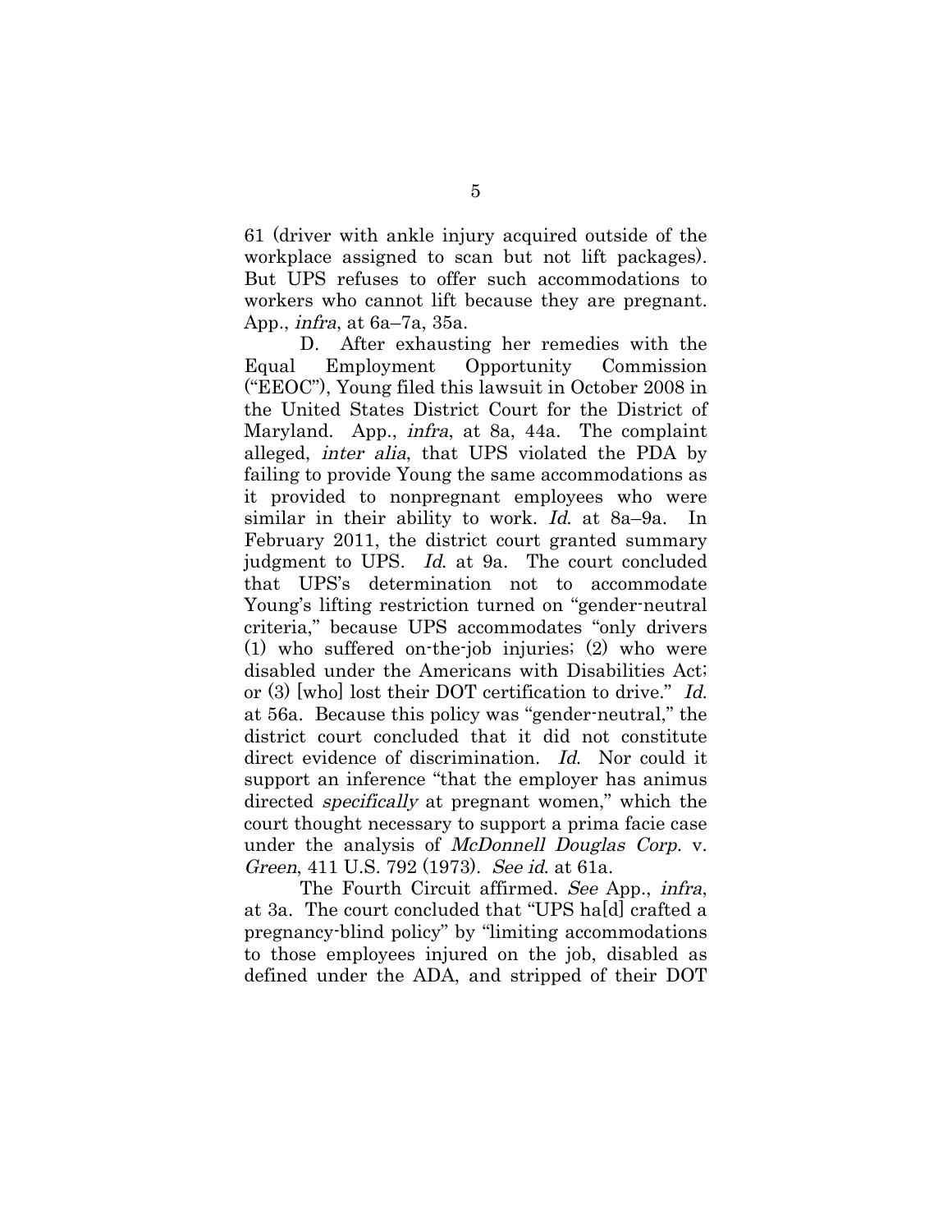61 (driver with ankle injury acquired outside of the workplace assigned to scan but not lift packages). But UPS refuses to offer such accommodations to workers who cannot lift because they are pregnant. App., *infra*, at 6a–7a, 35a.

D. After exhausting her remedies with the Equal Employment Opportunity Commission ("EEOC"), Young filed this lawsuit in October 2008 in the United States District Court for the District of Maryland. App., *infra*, at 8a, 44a. The complaint alleged, *inter alia*, that UPS violated the PDA by failing to provide Young the same accommodations as it provided to nonpregnant employees who were similar in their ability to work. *Id.* at 8a–9a. In February 2011, the district court granted summary judgment to UPS. *Id.* at 9a. The court concluded that UPS's determination not to accommodate Young's lifting restriction turned on "gender-neutral criteria," because UPS accommodates "only drivers (1) who suffered on-the-job injuries; (2) who were disabled under the Americans with Disabilities Act; or (3) [who] lost their DOT certification to drive." *Id.* at 56a. Because this policy was "gender-neutral," the district court concluded that it did not constitute direct evidence of discrimination. *Id.* Nor could it support an inference "that the employer has animus directed *specifically* at pregnant women," which the court thought necessary to support a prima facie case under the analysis of *McDonnell Douglas Corp.* v. *Green*, 411 U.S. 792 (1973). *See id.* at 61a.

The Fourth Circuit affirmed. *See* App., *infra*, at 3a. The court concluded that "UPS ha[d] crafted a pregnancy-blind policy" by "limiting accommodations to those employees injured on the job, disabled as defined under the ADA, and stripped of their DOT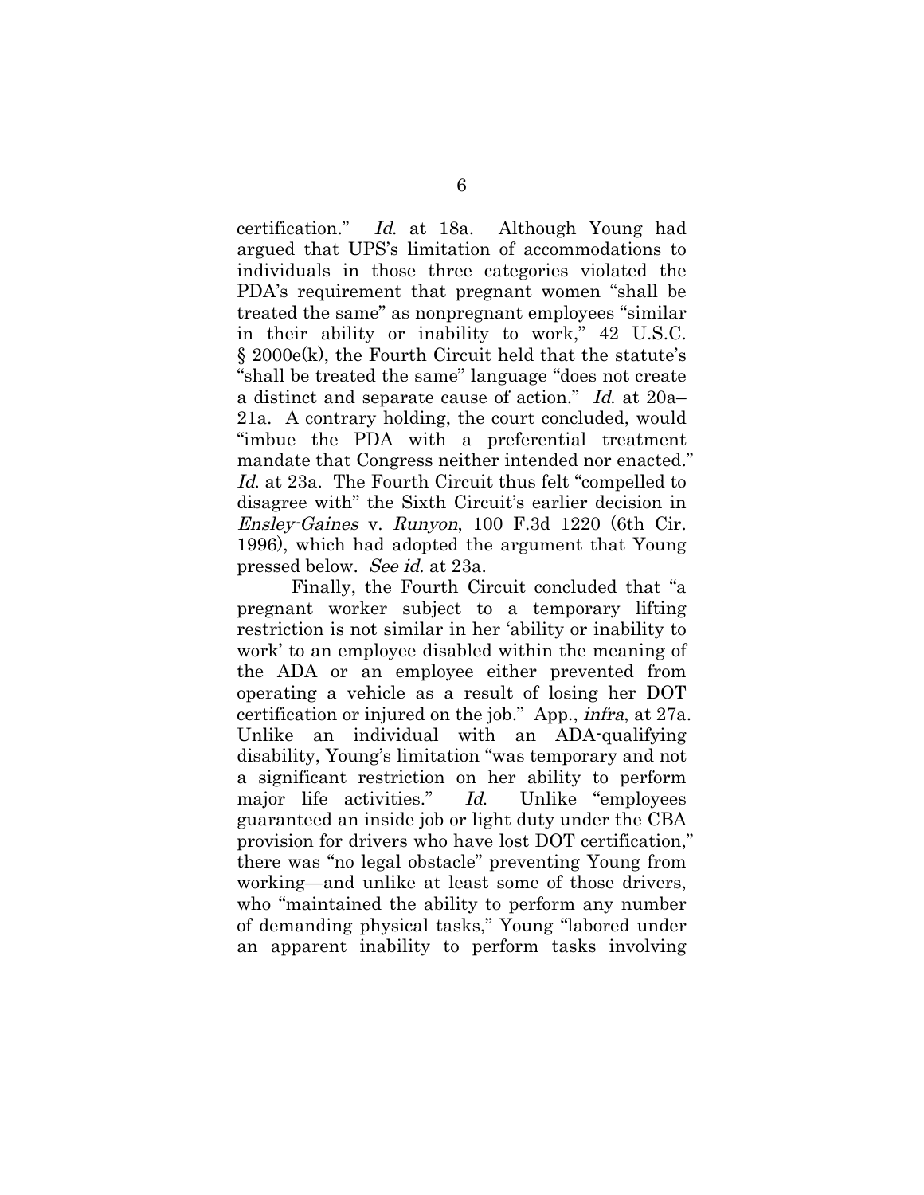certification." *Id.* at 18a. Although Young had argued that UPS's limitation of accommodations to individuals in those three categories violated the PDA's requirement that pregnant women "shall be treated the same" as nonpregnant employees "similar in their ability or inability to work," 42 U.S.C. § 2000e(k), the Fourth Circuit held that the statute's "shall be treated the same" language "does not create a distinct and separate cause of action." *Id.* at 20a–21a. A contrary holding, the court concluded, would "imbue the PDA with a preferential treatment mandate that Congress neither intended nor enacted." *Id.* at 23a. The Fourth Circuit thus felt "compelled to disagree with" the Sixth Circuit's earlier decision in *Ensley-Gaines* v. *Runyon*, 100 F.3d 1220 (6th Cir. 1996), which had adopted the argument that Young pressed below. *See id.* at 23a.

Finally, the Fourth Circuit concluded that "a pregnant worker subject to a temporary lifting restriction is not similar in her 'ability or inability to work' to an employee disabled within the meaning of the ADA or an employee either prevented from operating a vehicle as a result of losing her DOT certification or injured on the job." App., *infra*, at 27a. Unlike an individual with an ADA-qualifying disability, Young's limitation "was temporary and not a significant restriction on her ability to perform major life activities." *Id.* Unlike "employees guaranteed an inside job or light duty under the CBA provision for drivers who have lost DOT certification," there was "no legal obstacle" preventing Young from working—and unlike at least some of those drivers, who "maintained the ability to perform any number of demanding physical tasks," Young "labored under an apparent inability to perform tasks involving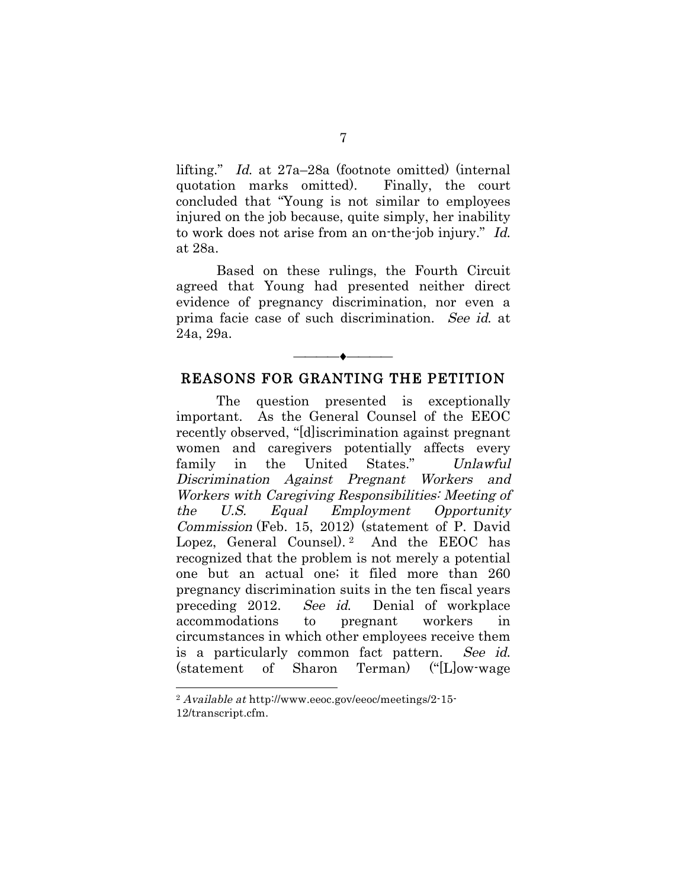lifting." *Id.* at 27a–28a (footnote omitted) (internal quotation marks omitted). Finally, the court concluded that "Young is not similar to employees injured on the job because, quite simply, her inability to work does not arise from an on-the-job injury." *Id.* at 28a.

Based on these rulings, the Fourth Circuit agreed that Young had presented neither direct evidence of pregnancy discrimination, nor even a prima facie case of such discrimination. *See id.* at 24a, 29a.

---

## REASONS FOR GRANTING THE PETITION

The question presented is exceptionally important. As the General Counsel of the EEOC recently observed, "[d]iscrimination against pregnant women and caregivers potentially affects every family in the United States." *Unlawful Discrimination Against Pregnant Workers and Workers with Caregiving Responsibilities: Meeting of the U.S. Equal Employment Opportunity Commission* (Feb. 15, 2012) (statement of P. David Lopez, General Counsel).[2] And the EEOC has recognized that the problem is not merely a potential one but an actual one; it filed more than 260 pregnancy discrimination suits in the ten fiscal years preceding 2012. *See id.* Denial of workplace accommodations to pregnant workers in circumstances in which other employees receive them is a particularly common fact pattern. *See id.* (statement of Sharon Terman) ("[L]ow-wage

---

[2] *Available at* http://www.eeoc.gov/eeoc/meetings/2-15-12/transcript.cfm.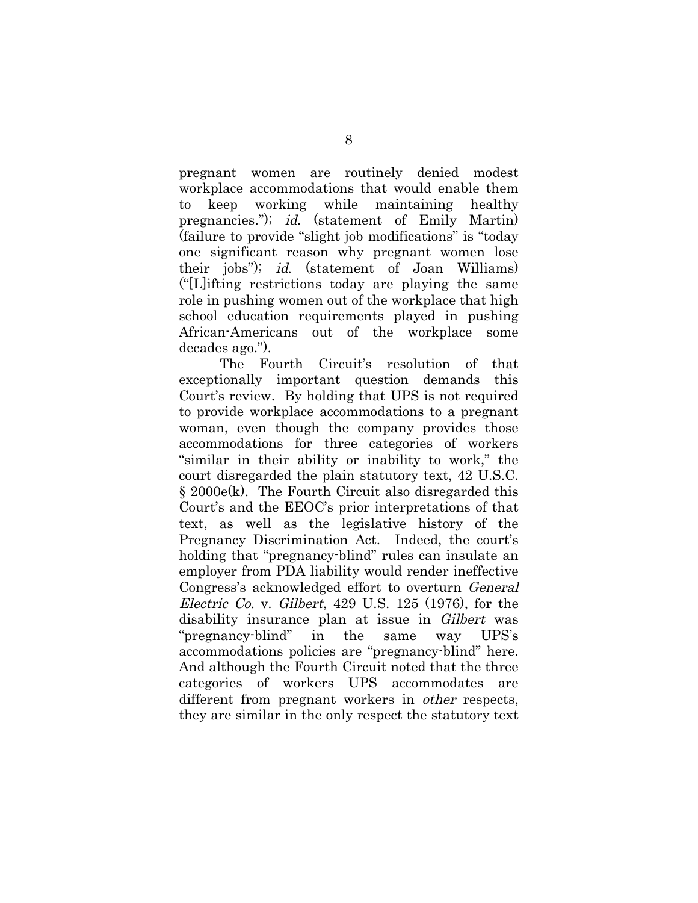pregnant women are routinely denied modest workplace accommodations that would enable them to keep working while maintaining healthy pregnancies."); *id.* (statement of Emily Martin) (failure to provide "slight job modifications" is "today one significant reason why pregnant women lose their jobs"); *id.* (statement of Joan Williams) ("[L]ifting restrictions today are playing the same role in pushing women out of the workplace that high school education requirements played in pushing African-Americans out of the workplace some decades ago.").

The Fourth Circuit's resolution of that exceptionally important question demands this Court's review. By holding that UPS is not required to provide workplace accommodations to a pregnant woman, even though the company provides those accommodations for three categories of workers "similar in their ability or inability to work," the court disregarded the plain statutory text, 42 U.S.C. § 2000e(k). The Fourth Circuit also disregarded this Court's and the EEOC's prior interpretations of that text, as well as the legislative history of the Pregnancy Discrimination Act. Indeed, the court's holding that "pregnancy-blind" rules can insulate an employer from PDA liability would render ineffective Congress's acknowledged effort to overturn *General Electric Co.* v. *Gilbert*, 429 U.S. 125 (1976), for the disability insurance plan at issue in *Gilbert* was "pregnancy-blind" in the same way UPS's accommodations policies are "pregnancy-blind" here. And although the Fourth Circuit noted that the three categories of workers UPS accommodates are different from pregnant workers in *other* respects, they are similar in the only respect the statutory text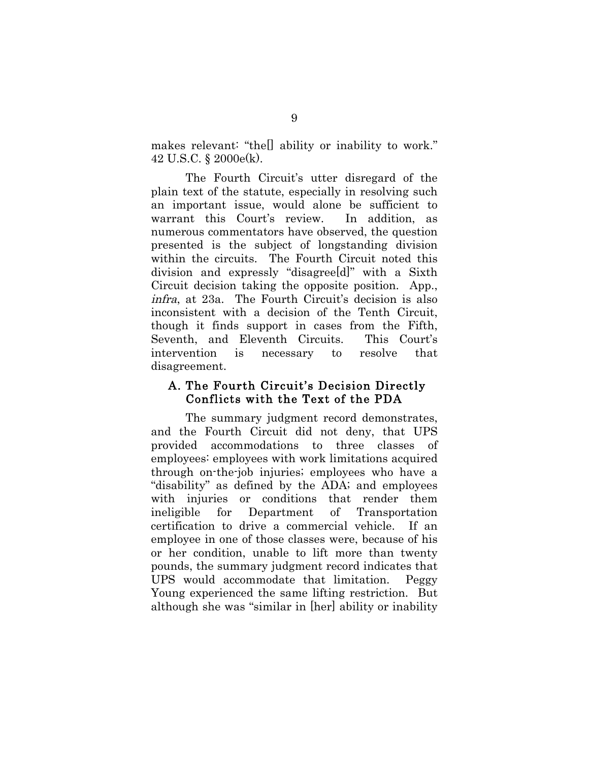makes relevant: "the[] ability or inability to work." 42 U.S.C. § 2000e(k).

The Fourth Circuit's utter disregard of the plain text of the statute, especially in resolving such an important issue, would alone be sufficient to warrant this Court's review. In addition, as numerous commentators have observed, the question presented is the subject of longstanding division within the circuits. The Fourth Circuit noted this division and expressly "disagree[d]" with a Sixth Circuit decision taking the opposite position. App., *infra*, at 23a. The Fourth Circuit's decision is also inconsistent with a decision of the Tenth Circuit, though it finds support in cases from the Fifth, Seventh, and Eleventh Circuits. This Court's intervention is necessary to resolve that disagreement.

### A. The Fourth Circuit's Decision Directly Conflicts with the Text of the PDA

The summary judgment record demonstrates, and the Fourth Circuit did not deny, that UPS provided accommodations to three classes of employees: employees with work limitations acquired through on-the-job injuries; employees who have a "disability" as defined by the ADA; and employees with injuries or conditions that render them ineligible for Department of Transportation certification to drive a commercial vehicle. If an employee in one of those classes were, because of his or her condition, unable to lift more than twenty pounds, the summary judgment record indicates that UPS would accommodate that limitation. Peggy Young experienced the same lifting restriction. But although she was "similar in [her] ability or inability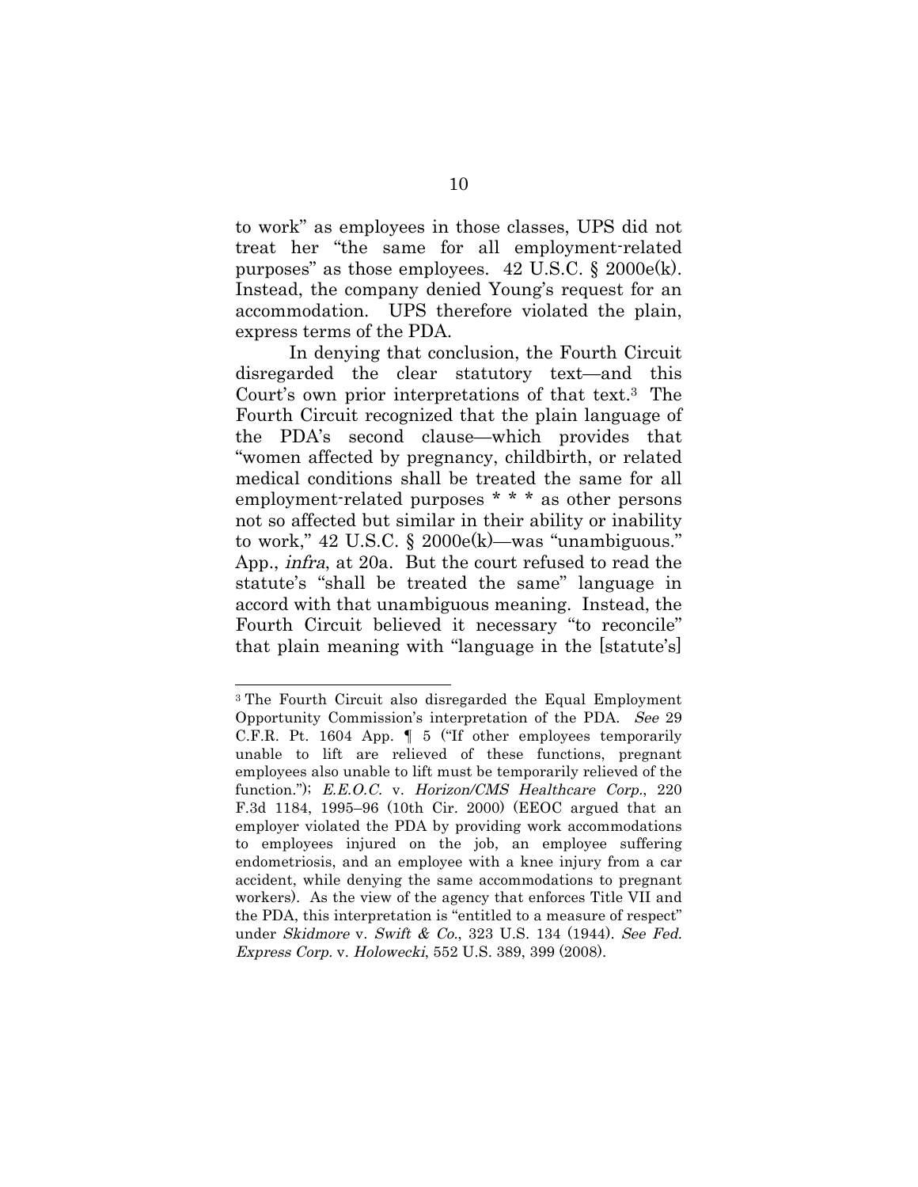to work" as employees in those classes, UPS did not treat her "the same for all employment-related purposes" as those employees. 42 U.S.C. § 2000e(k). Instead, the company denied Young's request for an accommodation. UPS therefore violated the plain, express terms of the PDA.

In denying that conclusion, the Fourth Circuit disregarded the clear statutory text—and this Court's own prior interpretations of that text.[3] The Fourth Circuit recognized that the plain language of the PDA's second clause—which provides that "women affected by pregnancy, childbirth, or related medical conditions shall be treated the same for all employment-related purposes * * * as other persons not so affected but similar in their ability or inability to work," 42 U.S.C. § 2000e(k)—was "unambiguous." App., *infra*, at 20a. But the court refused to read the statute's "shall be treated the same" language in accord with that unambiguous meaning. Instead, the Fourth Circuit believed it necessary "to reconcile" that plain meaning with "language in the [statute's]

[3] The Fourth Circuit also disregarded the Equal Employment Opportunity Commission's interpretation of the PDA. *See* 29 C.F.R. Pt. 1604 App. ¶ 5 ("If other employees temporarily unable to lift are relieved of these functions, pregnant employees also unable to lift must be temporarily relieved of the function."); *E.E.O.C.* v. *Horizon/CMS Healthcare Corp.*, 220 F.3d 1184, 1995–96 (10th Cir. 2000) (EEOC argued that an employer violated the PDA by providing work accommodations to employees injured on the job, an employee suffering endometriosis, and an employee with a knee injury from a car accident, while denying the same accommodations to pregnant workers). As the view of the agency that enforces Title VII and the PDA, this interpretation is "entitled to a measure of respect" under *Skidmore* v. *Swift & Co.*, 323 U.S. 134 (1944). *See Fed. Express Corp.* v. *Holowecki*, 552 U.S. 389, 399 (2008).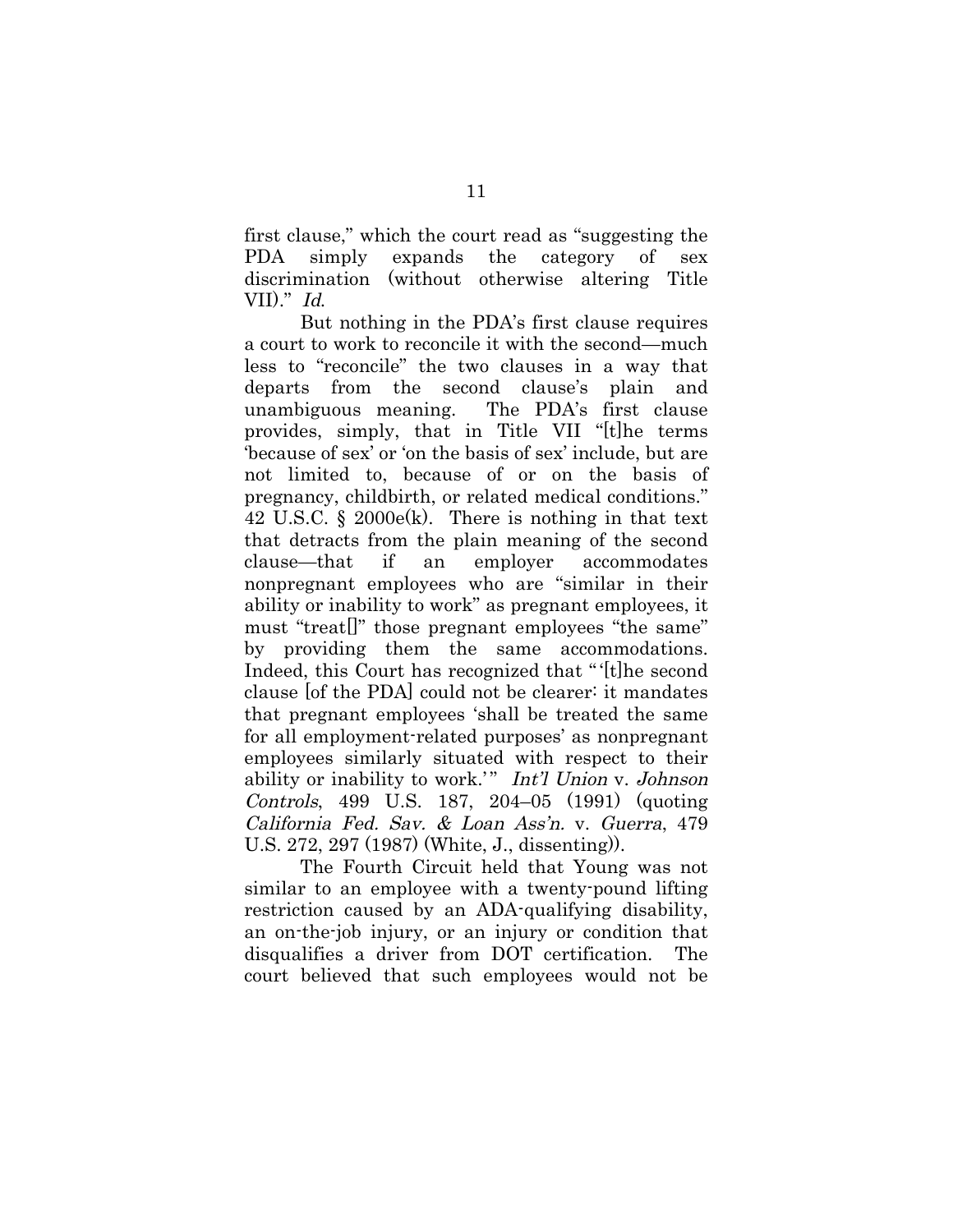first clause," which the court read as "suggesting the PDA simply expands the category of sex discrimination (without otherwise altering Title VII)." *Id.*

But nothing in the PDA's first clause requires a court to work to reconcile it with the second—much less to "reconcile" the two clauses in a way that departs from the second clause's plain and unambiguous meaning. The PDA's first clause provides, simply, that in Title VII "[t]he terms 'because of sex' or 'on the basis of sex' include, but are not limited to, because of or on the basis of pregnancy, childbirth, or related medical conditions." 42 U.S.C. § 2000e(k). There is nothing in that text that detracts from the plain meaning of the second clause—that if an employer accommodates nonpregnant employees who are "similar in their ability or inability to work" as pregnant employees, it must "treat[]" those pregnant employees "the same" by providing them the same accommodations. Indeed, this Court has recognized that "'[t]he second clause [of the PDA] could not be clearer: it mandates that pregnant employees 'shall be treated the same for all employment-related purposes' as nonpregnant employees similarly situated with respect to their ability or inability to work.'" *Int'l Union* v. *Johnson Controls*, 499 U.S. 187, 204–05 (1991) (quoting *California Fed. Sav. & Loan Ass'n.* v. *Guerra*, 479 U.S. 272, 297 (1987) (White, J., dissenting)).

The Fourth Circuit held that Young was not similar to an employee with a twenty-pound lifting restriction caused by an ADA-qualifying disability, an on-the-job injury, or an injury or condition that disqualifies a driver from DOT certification. The court believed that such employees would not be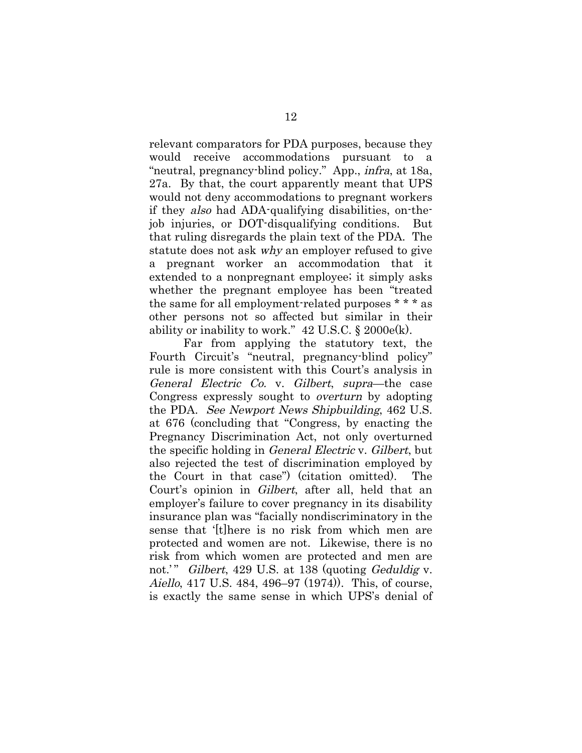relevant comparators for PDA purposes, because they would receive accommodations pursuant to a "neutral, pregnancy-blind policy." App., *infra*, at 18a, 27a. By that, the court apparently meant that UPS would not deny accommodations to pregnant workers if they *also* had ADA-qualifying disabilities, on-the-job injuries, or DOT-disqualifying conditions. But that ruling disregards the plain text of the PDA. The statute does not ask *why* an employer refused to give a pregnant worker an accommodation that it extended to a nonpregnant employee; it simply asks whether the pregnant employee has been "treated the same for all employment-related purposes * * * as other persons not so affected but similar in their ability or inability to work." 42 U.S.C. § 2000e(k).

Far from applying the statutory text, the Fourth Circuit's "neutral, pregnancy-blind policy" rule is more consistent with this Court's analysis in *General Electric Co.* v. *Gilbert*, *supra*—the case Congress expressly sought to *overturn* by adopting the PDA. *See Newport News Shipbuilding*, 462 U.S. at 676 (concluding that "Congress, by enacting the Pregnancy Discrimination Act, not only overturned the specific holding in *General Electric* v. *Gilbert*, but also rejected the test of discrimination employed by the Court in that case") (citation omitted). The Court's opinion in *Gilbert*, after all, held that an employer's failure to cover pregnancy in its disability insurance plan was "facially nondiscriminatory in the sense that '[t]here is no risk from which men are protected and women are not. Likewise, there is no risk from which women are protected and men are not.'" *Gilbert*, 429 U.S. at 138 (quoting *Geduldig* v. *Aiello*, 417 U.S. 484, 496–97 (1974)). This, of course, is exactly the same sense in which UPS's denial of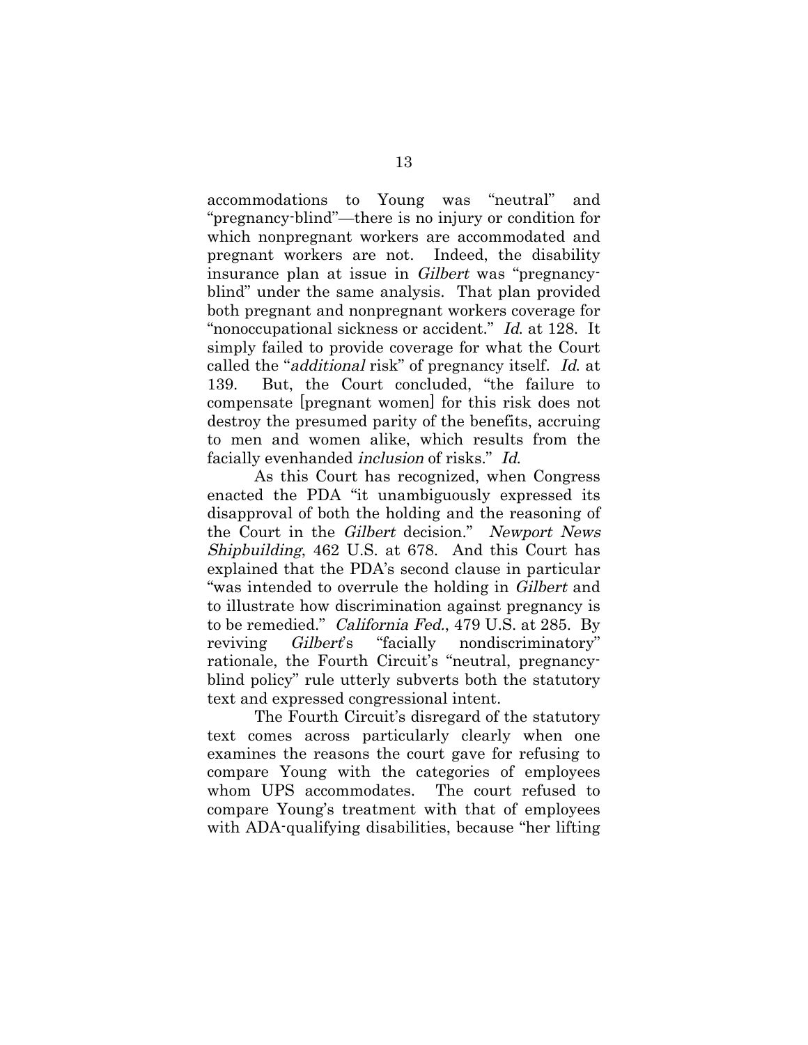accommodations to Young was "neutral" and "pregnancy-blind"—there is no injury or condition for which nonpregnant workers are accommodated and pregnant workers are not. Indeed, the disability insurance plan at issue in *Gilbert* was "pregnancy-blind" under the same analysis. That plan provided both pregnant and nonpregnant workers coverage for "nonoccupational sickness or accident." *Id.* at 128. It simply failed to provide coverage for what the Court called the "*additional* risk" of pregnancy itself. *Id.* at 139. But, the Court concluded, "the failure to compensate [pregnant women] for this risk does not destroy the presumed parity of the benefits, accruing to men and women alike, which results from the facially evenhanded *inclusion* of risks." *Id.*

As this Court has recognized, when Congress enacted the PDA "it unambiguously expressed its disapproval of both the holding and the reasoning of the Court in the *Gilbert* decision." *Newport News Shipbuilding*, 462 U.S. at 678. And this Court has explained that the PDA's second clause in particular "was intended to overrule the holding in *Gilbert* and to illustrate how discrimination against pregnancy is to be remedied." *California Fed.*, 479 U.S. at 285. By reviving *Gilbert*'s "facially nondiscriminatory" rationale, the Fourth Circuit's "neutral, pregnancy-blind policy" rule utterly subverts both the statutory text and expressed congressional intent.

The Fourth Circuit's disregard of the statutory text comes across particularly clearly when one examines the reasons the court gave for refusing to compare Young with the categories of employees whom UPS accommodates. The court refused to compare Young's treatment with that of employees with ADA-qualifying disabilities, because "her lifting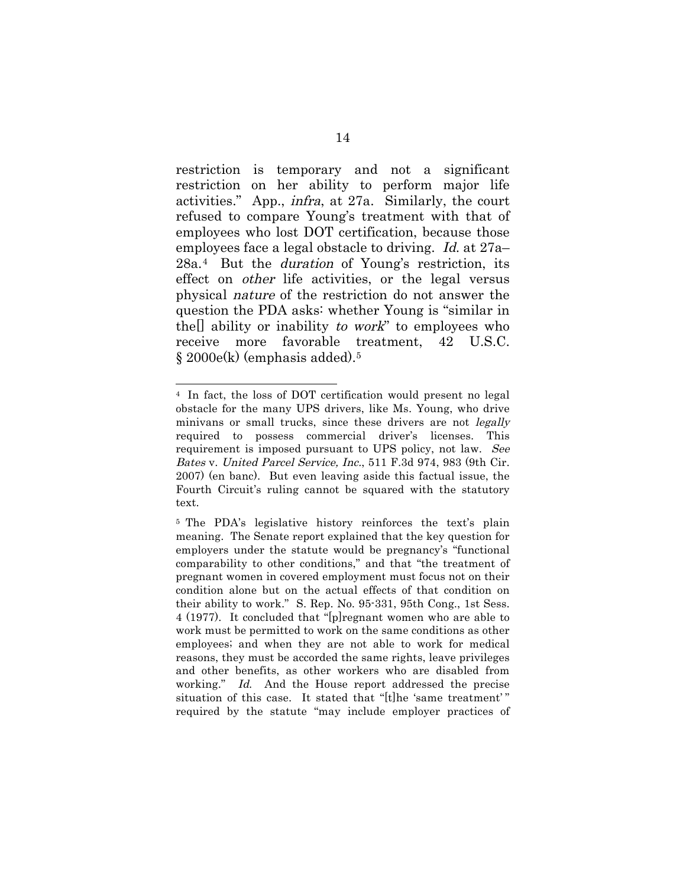restriction is temporary and not a significant restriction on her ability to perform major life activities." App., *infra*, at 27a. Similarly, the court refused to compare Young's treatment with that of employees who lost DOT certification, because those employees face a legal obstacle to driving. *Id.* at 27a–28a.[4] But the *duration* of Young's restriction, its effect on *other* life activities, or the legal versus physical *nature* of the restriction do not answer the question the PDA asks: whether Young is "similar in the[] ability or inability *to work*" to employees who receive more favorable treatment, 42 U.S.C. § 2000e(k) (emphasis added).[5]

---

[4] In fact, the loss of DOT certification would present no legal obstacle for the many UPS drivers, like Ms. Young, who drive minivans or small trucks, since these drivers are not *legally* required to possess commercial driver's licenses. This requirement is imposed pursuant to UPS policy, not law. *See Bates* v. *United Parcel Service, Inc.*, 511 F.3d 974, 983 (9th Cir. 2007) (en banc). But even leaving aside this factual issue, the Fourth Circuit's ruling cannot be squared with the statutory text.

[5] The PDA's legislative history reinforces the text's plain meaning. The Senate report explained that the key question for employers under the statute would be pregnancy's "functional comparability to other conditions," and that "the treatment of pregnant women in covered employment must focus not on their condition alone but on the actual effects of that condition on their ability to work." S. Rep. No. 95-331, 95th Cong., 1st Sess. 4 (1977). It concluded that "[p]regnant women who are able to work must be permitted to work on the same conditions as other employees; and when they are not able to work for medical reasons, they must be accorded the same rights, leave privileges and other benefits, as other workers who are disabled from working." *Id.* And the House report addressed the precise situation of this case. It stated that "[t]he 'same treatment'" required by the statute "may include employer practices of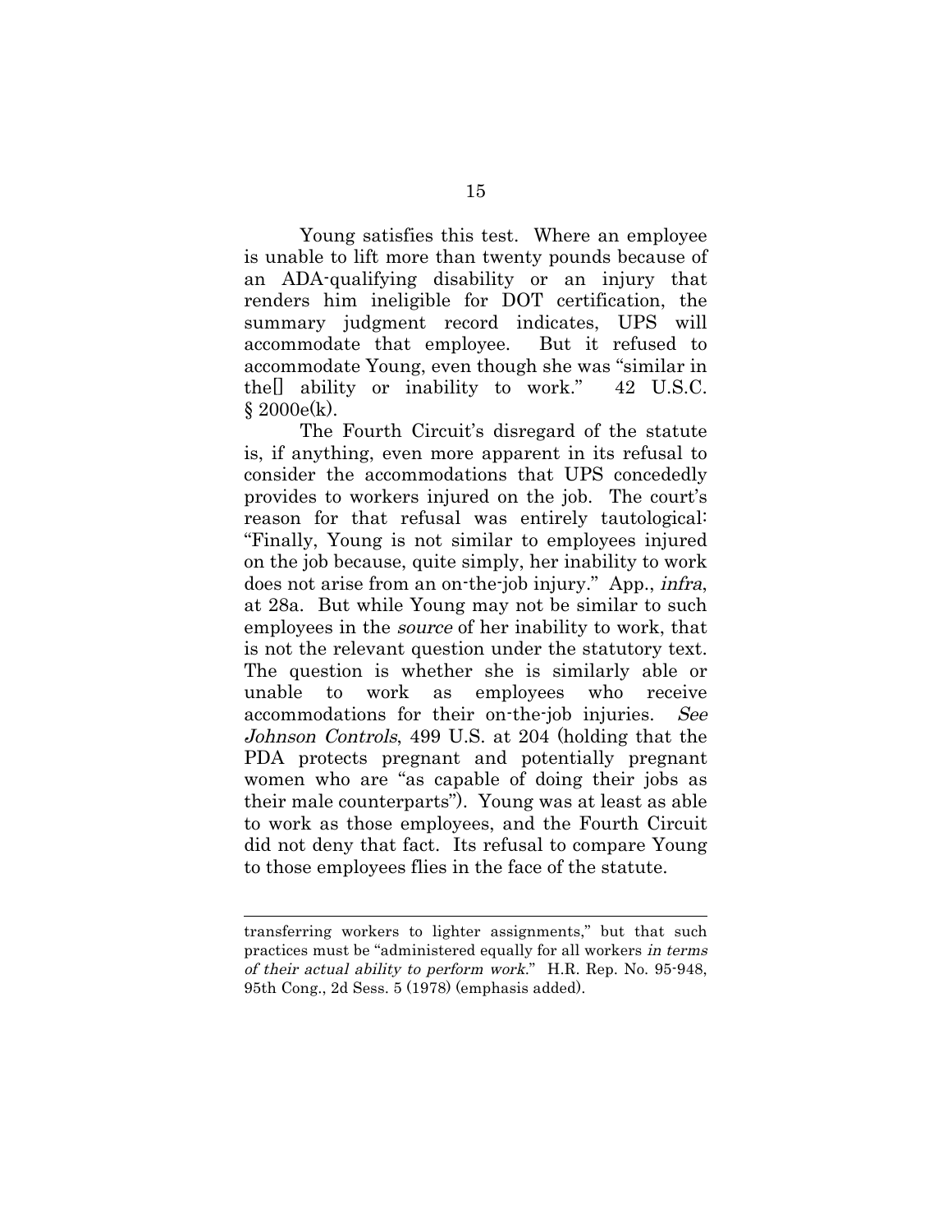Young satisfies this test. Where an employee is unable to lift more than twenty pounds because of an ADA-qualifying disability or an injury that renders him ineligible for DOT certification, the summary judgment record indicates, UPS will accommodate that employee. But it refused to accommodate Young, even though she was "similar in the[] ability or inability to work." 42 U.S.C. § 2000e(k).

The Fourth Circuit's disregard of the statute is, if anything, even more apparent in its refusal to consider the accommodations that UPS concededly provides to workers injured on the job. The court's reason for that refusal was entirely tautological: "Finally, Young is not similar to employees injured on the job because, quite simply, her inability to work does not arise from an on-the-job injury." App., *infra*, at 28a. But while Young may not be similar to such employees in the *source* of her inability to work, that is not the relevant question under the statutory text. The question is whether she is similarly able or unable to work as employees who receive accommodations for their on-the-job injuries. *See Johnson Controls*, 499 U.S. at 204 (holding that the PDA protects pregnant and potentially pregnant women who are "as capable of doing their jobs as their male counterparts"). Young was at least as able to work as those employees, and the Fourth Circuit did not deny that fact. Its refusal to compare Young to those employees flies in the face of the statute.

---

transferring workers to lighter assignments," but that such practices must be "administered equally for all workers *in terms of their actual ability to perform work*." H.R. Rep. No. 95-948, 95th Cong., 2d Sess. 5 (1978) (emphasis added).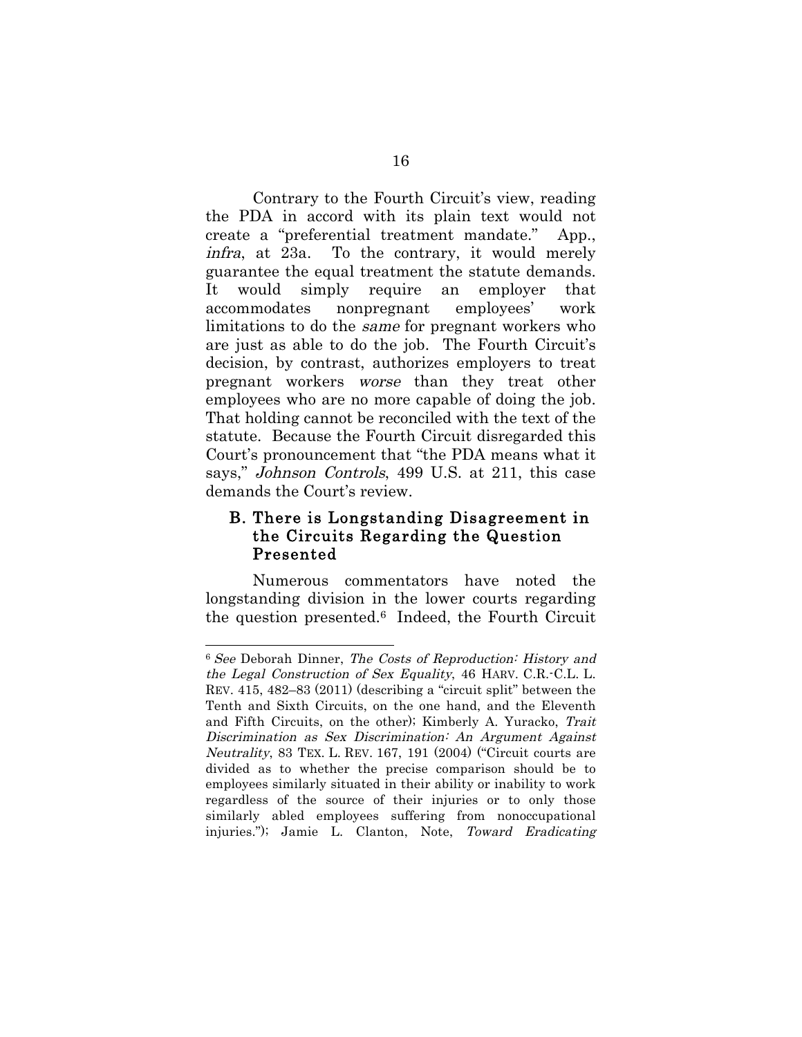Contrary to the Fourth Circuit's view, reading the PDA in accord with its plain text would not create a "preferential treatment mandate." App., *infra*, at 23a. To the contrary, it would merely guarantee the equal treatment the statute demands. It would simply require an employer that accommodates nonpregnant employees' work limitations to do the *same* for pregnant workers who are just as able to do the job. The Fourth Circuit's decision, by contrast, authorizes employers to treat pregnant workers *worse* than they treat other employees who are no more capable of doing the job. That holding cannot be reconciled with the text of the statute. Because the Fourth Circuit disregarded this Court's pronouncement that "the PDA means what it says," *Johnson Controls*, 499 U.S. at 211, this case demands the Court's review.

## B. There is Longstanding Disagreement in the Circuits Regarding the Question Presented

Numerous commentators have noted the longstanding division in the lower courts regarding the question presented.[6] Indeed, the Fourth Circuit

---

[6] *See* Deborah Dinner, *The Costs of Reproduction: History and the Legal Construction of Sex Equality*, 46 HARV. C.R.-C.L. L. REV. 415, 482–83 (2011) (describing a "circuit split" between the Tenth and Sixth Circuits, on the one hand, and the Eleventh and Fifth Circuits, on the other); Kimberly A. Yuracko, *Trait Discrimination as Sex Discrimination: An Argument Against Neutrality*, 83 TEX. L. REV. 167, 191 (2004) ("Circuit courts are divided as to whether the precise comparison should be to employees similarly situated in their ability or inability to work regardless of the source of their injuries or to only those similarly abled employees suffering from nonoccupational injuries."); Jamie L. Clanton, Note, *Toward Eradicating*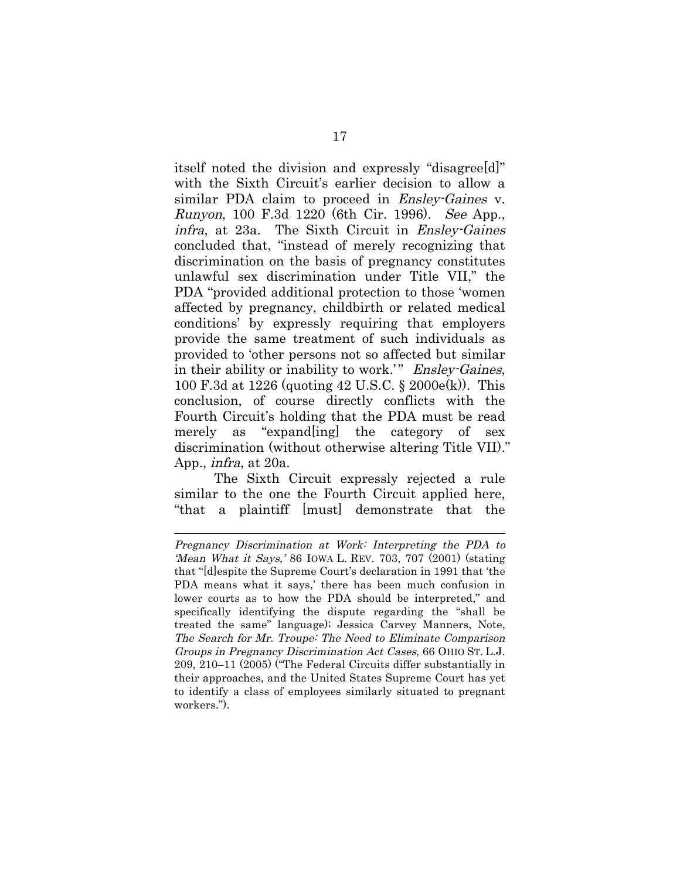itself noted the division and expressly "disagree[d]" with the Sixth Circuit's earlier decision to allow a similar PDA claim to proceed in *Ensley-Gaines* v. *Runyon*, 100 F.3d 1220 (6th Cir. 1996). *See* App., *infra*, at 23a. The Sixth Circuit in *Ensley-Gaines* concluded that, "instead of merely recognizing that discrimination on the basis of pregnancy constitutes unlawful sex discrimination under Title VII," the PDA "provided additional protection to those 'women affected by pregnancy, childbirth or related medical conditions' by expressly requiring that employers provide the same treatment of such individuals as provided to 'other persons not so affected but similar in their ability or inability to work.'" *Ensley-Gaines*, 100 F.3d at 1226 (quoting 42 U.S.C. § 2000e(k)). This conclusion, of course directly conflicts with the Fourth Circuit's holding that the PDA must be read merely as "expand[ing] the category of sex discrimination (without otherwise altering Title VII)." App., *infra*, at 20a.

The Sixth Circuit expressly rejected a rule similar to the one the Fourth Circuit applied here, "that a plaintiff [must] demonstrate that the

---

*Pregnancy Discrimination at Work: Interpreting the PDA to 'Mean What it Says,'* 86 IOWA L. REV. 703, 707 (2001) (stating that "[d]espite the Supreme Court's declaration in 1991 that 'the PDA means what it says,' there has been much confusion in lower courts as to how the PDA should be interpreted," and specifically identifying the dispute regarding the "shall be treated the same" language); Jessica Carvey Manners, Note, *The Search for Mr. Troupe: The Need to Eliminate Comparison Groups in Pregnancy Discrimination Act Cases*, 66 OHIO ST. L.J. 209, 210–11 (2005) ("The Federal Circuits differ substantially in their approaches, and the United States Supreme Court has yet to identify a class of employees similarly situated to pregnant workers.").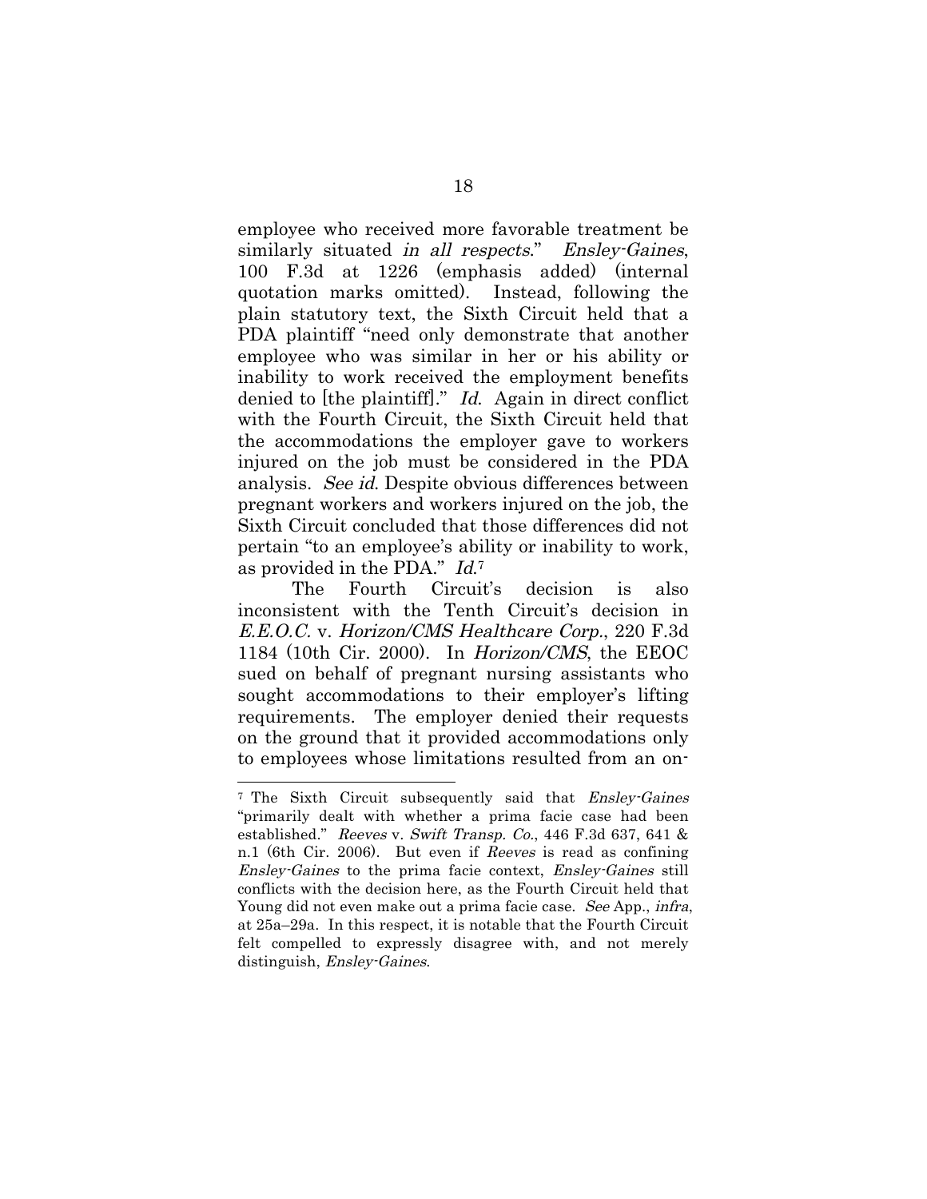employee who received more favorable treatment be similarly situated *in all respects*." *Ensley-Gaines*, 100 F.3d at 1226 (emphasis added) (internal quotation marks omitted). Instead, following the plain statutory text, the Sixth Circuit held that a PDA plaintiff "need only demonstrate that another employee who was similar in her or his ability or inability to work received the employment benefits denied to [the plaintiff]." *Id.* Again in direct conflict with the Fourth Circuit, the Sixth Circuit held that the accommodations the employer gave to workers injured on the job must be considered in the PDA analysis. *See id.* Despite obvious differences between pregnant workers and workers injured on the job, the Sixth Circuit concluded that those differences did not pertain "to an employee's ability or inability to work, as provided in the PDA." *Id.*[7]

The Fourth Circuit's decision is also inconsistent with the Tenth Circuit's decision in *E.E.O.C.* v. *Horizon/CMS Healthcare Corp.*, 220 F.3d 1184 (10th Cir. 2000). In *Horizon/CMS*, the EEOC sued on behalf of pregnant nursing assistants who sought accommodations to their employer's lifting requirements. The employer denied their requests on the ground that it provided accommodations only to employees whose limitations resulted from an on-

---

[7] The Sixth Circuit subsequently said that *Ensley-Gaines* "primarily dealt with whether a prima facie case had been established." *Reeves* v. *Swift Transp. Co.*, 446 F.3d 637, 641 & n.1 (6th Cir. 2006). But even if *Reeves* is read as confining *Ensley-Gaines* to the prima facie context, *Ensley-Gaines* still conflicts with the decision here, as the Fourth Circuit held that Young did not even make out a prima facie case. *See* App., *infra*, at 25a–29a. In this respect, it is notable that the Fourth Circuit felt compelled to expressly disagree with, and not merely distinguish, *Ensley-Gaines*.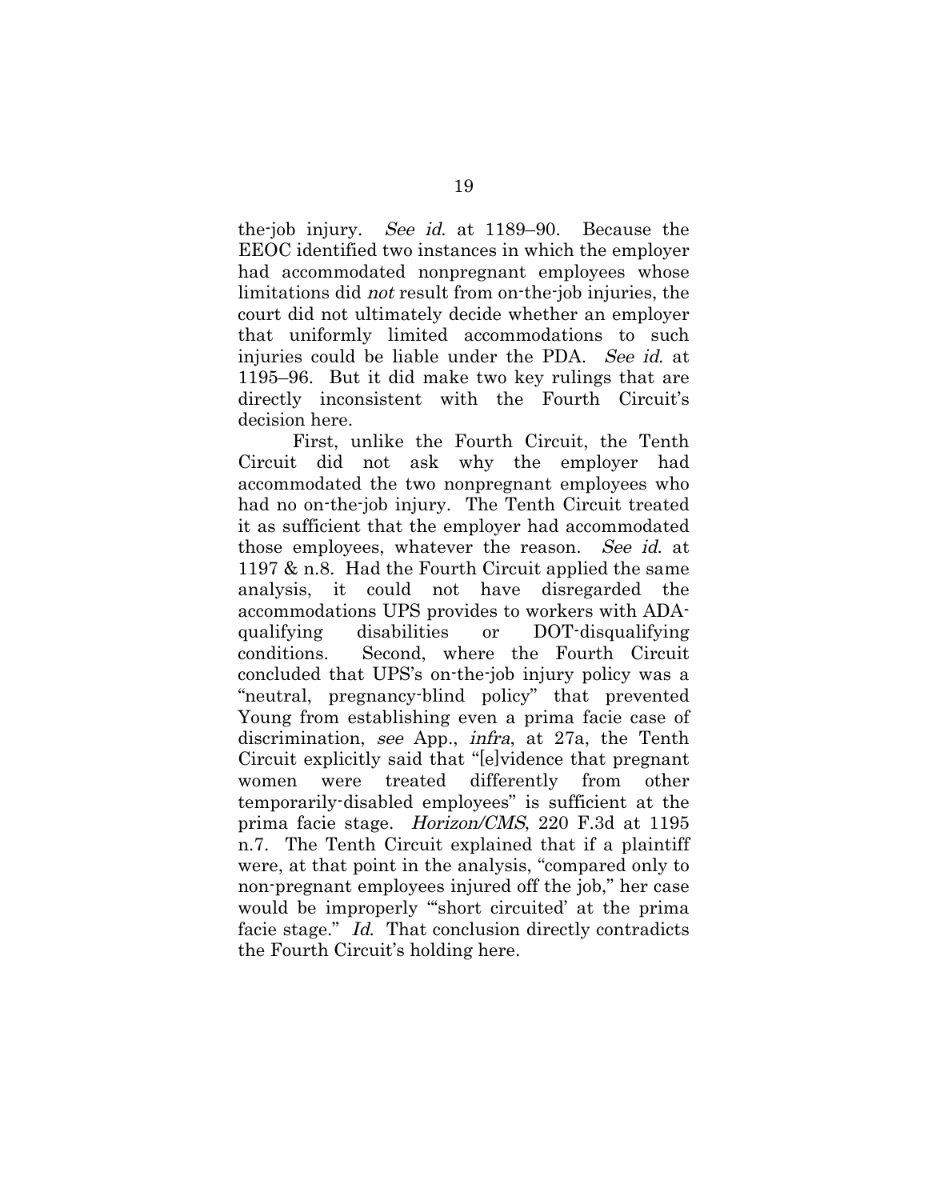the-job injury. *See id.* at 1189–90. Because the EEOC identified two instances in which the employer had accommodated nonpregnant employees whose limitations did *not* result from on-the-job injuries, the court did not ultimately decide whether an employer that uniformly limited accommodations to such injuries could be liable under the PDA. *See id.* at 1195–96. But it did make two key rulings that are directly inconsistent with the Fourth Circuit's decision here.

First, unlike the Fourth Circuit, the Tenth Circuit did not ask why the employer had accommodated the two nonpregnant employees who had no on-the-job injury. The Tenth Circuit treated it as sufficient that the employer had accommodated those employees, whatever the reason. *See id.* at 1197 & n.8. Had the Fourth Circuit applied the same analysis, it could not have disregarded the accommodations UPS provides to workers with ADA-qualifying disabilities or DOT-disqualifying conditions. Second, where the Fourth Circuit concluded that UPS's on-the-job injury policy was a "neutral, pregnancy-blind policy" that prevented Young from establishing even a prima facie case of discrimination, *see* App., *infra*, at 27a, the Tenth Circuit explicitly said that "[e]vidence that pregnant women were treated differently from other temporarily-disabled employees" is sufficient at the prima facie stage. *Horizon/CMS*, 220 F.3d at 1195 n.7. The Tenth Circuit explained that if a plaintiff were, at that point in the analysis, "compared only to non-pregnant employees injured off the job," her case would be improperly "'short circuited' at the prima facie stage." *Id.* That conclusion directly contradicts the Fourth Circuit's holding here.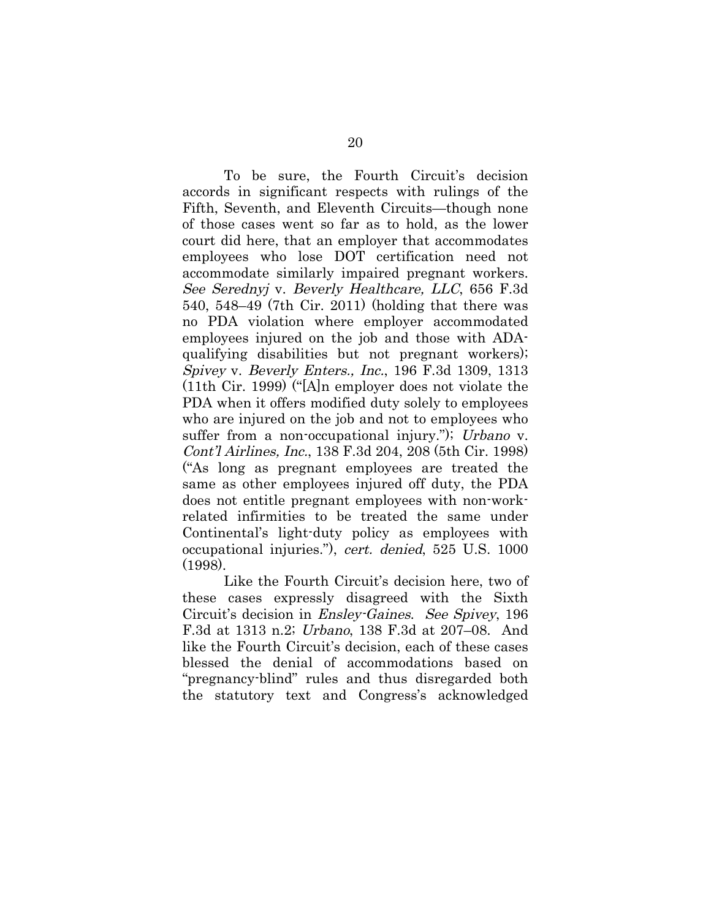To be sure, the Fourth Circuit's decision accords in significant respects with rulings of the Fifth, Seventh, and Eleventh Circuits—though none of those cases went so far as to hold, as the lower court did here, that an employer that accommodates employees who lose DOT certification need not accommodate similarly impaired pregnant workers. *See Serednyj* v. *Beverly Healthcare, LLC*, 656 F.3d 540, 548–49 (7th Cir. 2011) (holding that there was no PDA violation where employer accommodated employees injured on the job and those with ADA-qualifying disabilities but not pregnant workers); *Spivey* v. *Beverly Enters., Inc.*, 196 F.3d 1309, 1313 (11th Cir. 1999) ("[A]n employer does not violate the PDA when it offers modified duty solely to employees who are injured on the job and not to employees who suffer from a non-occupational injury."); *Urbano* v. *Cont'l Airlines, Inc.*, 138 F.3d 204, 208 (5th Cir. 1998) ("As long as pregnant employees are treated the same as other employees injured off duty, the PDA does not entitle pregnant employees with non-work-related infirmities to be treated the same under Continental's light-duty policy as employees with occupational injuries."), *cert. denied*, 525 U.S. 1000 (1998).

Like the Fourth Circuit's decision here, two of these cases expressly disagreed with the Sixth Circuit's decision in *Ensley-Gaines*. *See Spivey*, 196 F.3d at 1313 n.2; *Urbano*, 138 F.3d at 207–08. And like the Fourth Circuit's decision, each of these cases blessed the denial of accommodations based on "pregnancy-blind" rules and thus disregarded both the statutory text and Congress's acknowledged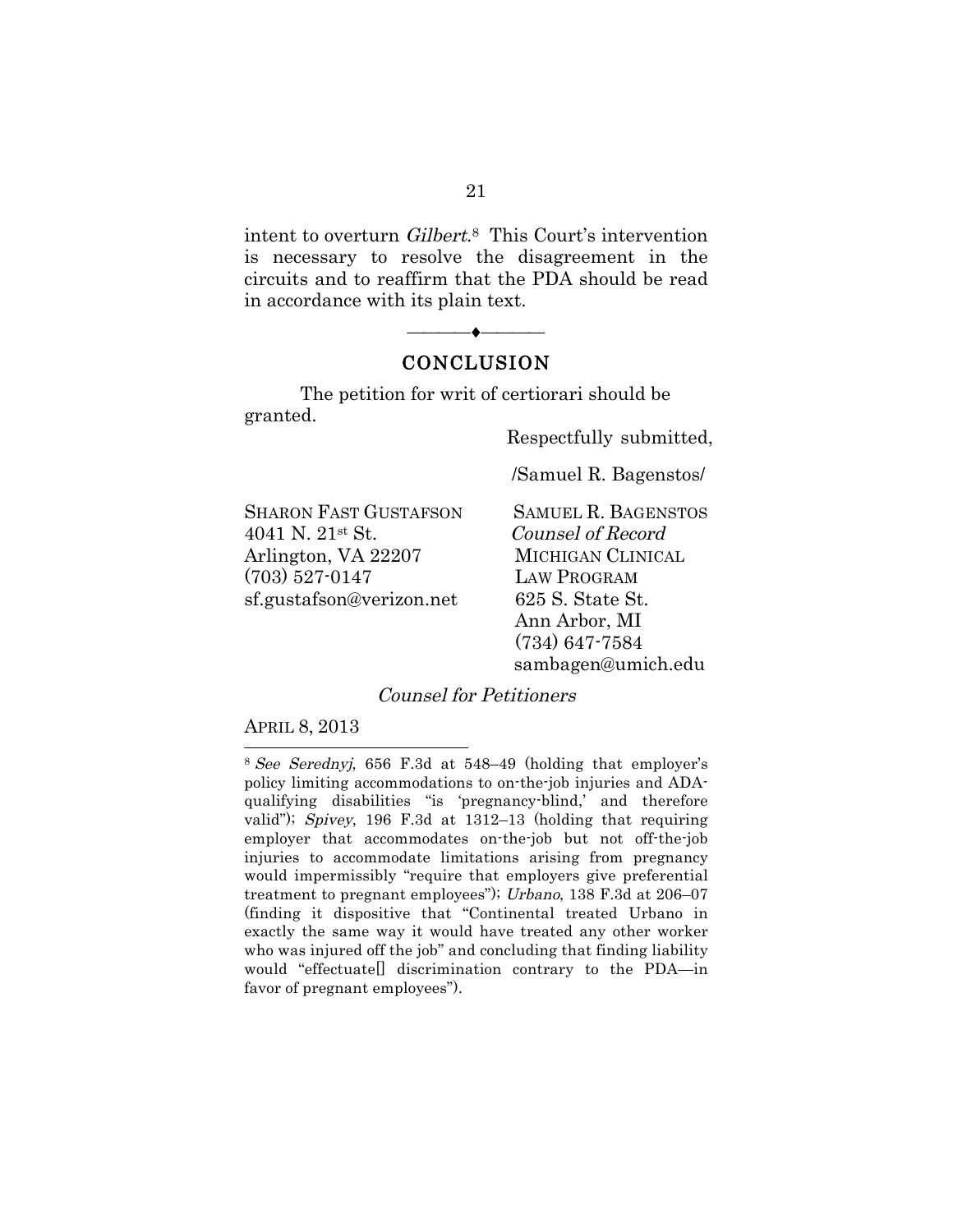intent to overturn *Gilbert*.[8] This Court's intervention is necessary to resolve the disagreement in the circuits and to reaffirm that the PDA should be read in accordance with its plain text.

---

## CONCLUSION

The petition for writ of certiorari should be granted.

Respectfully submitted,

/Samuel R. Bagenstos/

SHARON FAST GUSTAFSON
4041 N. 21st St.
Arlington, VA 22207
(703) 527-0147
sf.gustafson@verizon.net

SAMUEL R. BAGENSTOS
*Counsel of Record*
MICHIGAN CLINICAL LAW PROGRAM
625 S. State St.
Ann Arbor, MI
(734) 647-7584
sambagen@umich.edu

*Counsel for Petitioners*

APRIL 8, 2013

---

[8] *See Serednyj*, 656 F.3d at 548–49 (holding that employer's policy limiting accommodations to on-the-job injuries and ADA-qualifying disabilities "is 'pregnancy-blind,' and therefore valid"); *Spivey*, 196 F.3d at 1312–13 (holding that requiring employer that accommodates on-the-job but not off-the-job injuries to accommodate limitations arising from pregnancy would impermissibly "require that employers give preferential treatment to pregnant employees"); *Urbano*, 138 F.3d at 206–07 (finding it dispositive that "Continental treated Urbano in exactly the same way it would have treated any other worker who was injured off the job" and concluding that finding liability would "effectuate[] discrimination contrary to the PDA—in favor of pregnant employees").